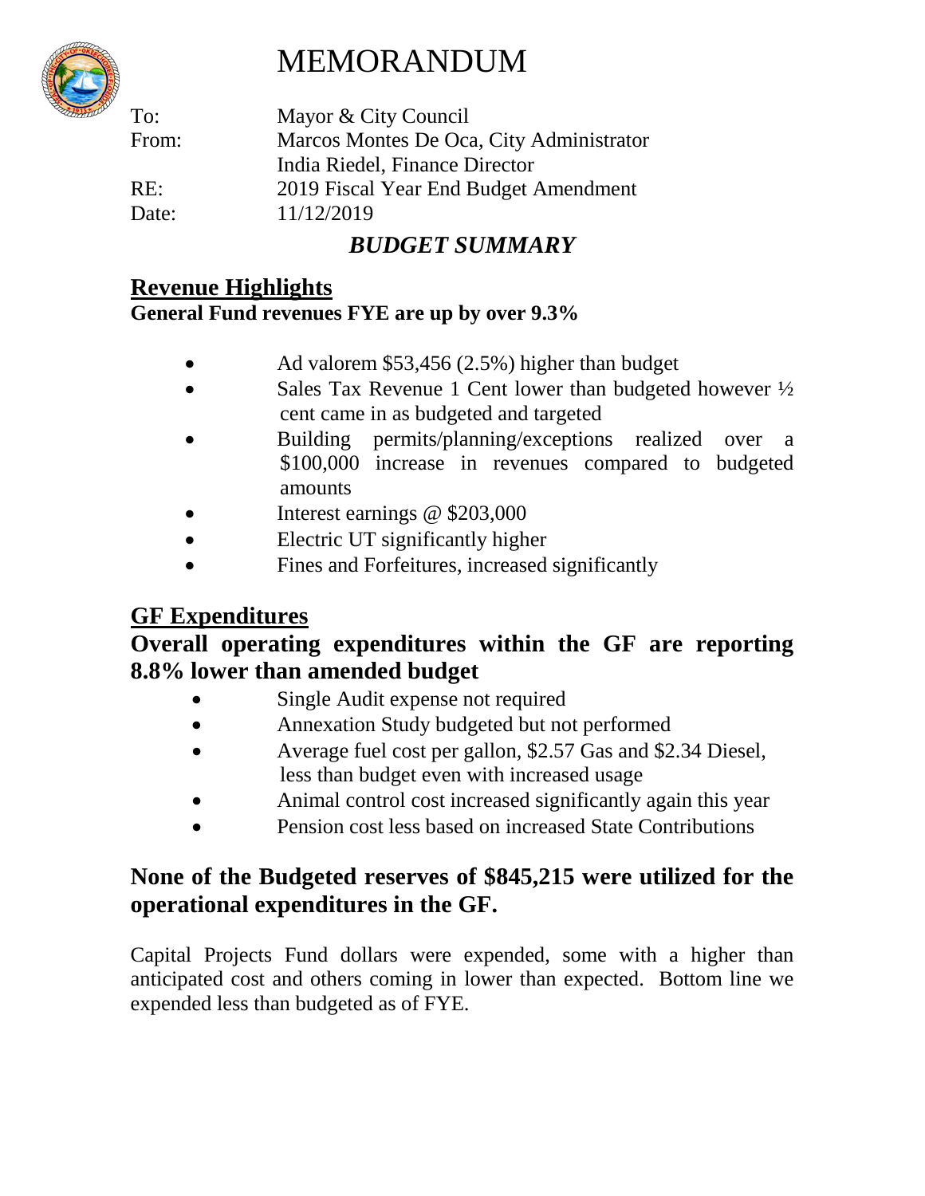# MEMORANDUM

To: Mayor & City Council
From: Marcos Montes De Oca, City Administrator
India Riedel, Finance Director
RE: 2019 Fiscal Year End Budget Amendment
Date: 11/12/2019

## *BUDGET SUMMARY*

### Revenue Highlights

**General Fund revenues FYE are up by over 9.3%**

- Ad valorem $53,456 (2.5%) higher than budget
- Sales Tax Revenue 1 Cent lower than budgeted however ½ cent came in as budgeted and targeted
- Building permits/planning/exceptions realized over a $100,000 increase in revenues compared to budgeted amounts
- Interest earnings @ $203,000
- Electric UT significantly higher
- Fines and Forfeitures, increased significantly

### GF Expenditures

**Overall operating expenditures within the GF are reporting 8.8% lower than amended budget**

- Single Audit expense not required
- Annexation Study budgeted but not performed
- Average fuel cost per gallon, $2.57 Gas and $2.34 Diesel, less than budget even with increased usage
- Animal control cost increased significantly again this year
- Pension cost less based on increased State Contributions

**None of the Budgeted reserves of $845,215 were utilized for the operational expenditures in the GF.**

Capital Projects Fund dollars were expended, some with a higher than anticipated cost and others coming in lower than expected. Bottom line we expended less than budgeted as of FYE.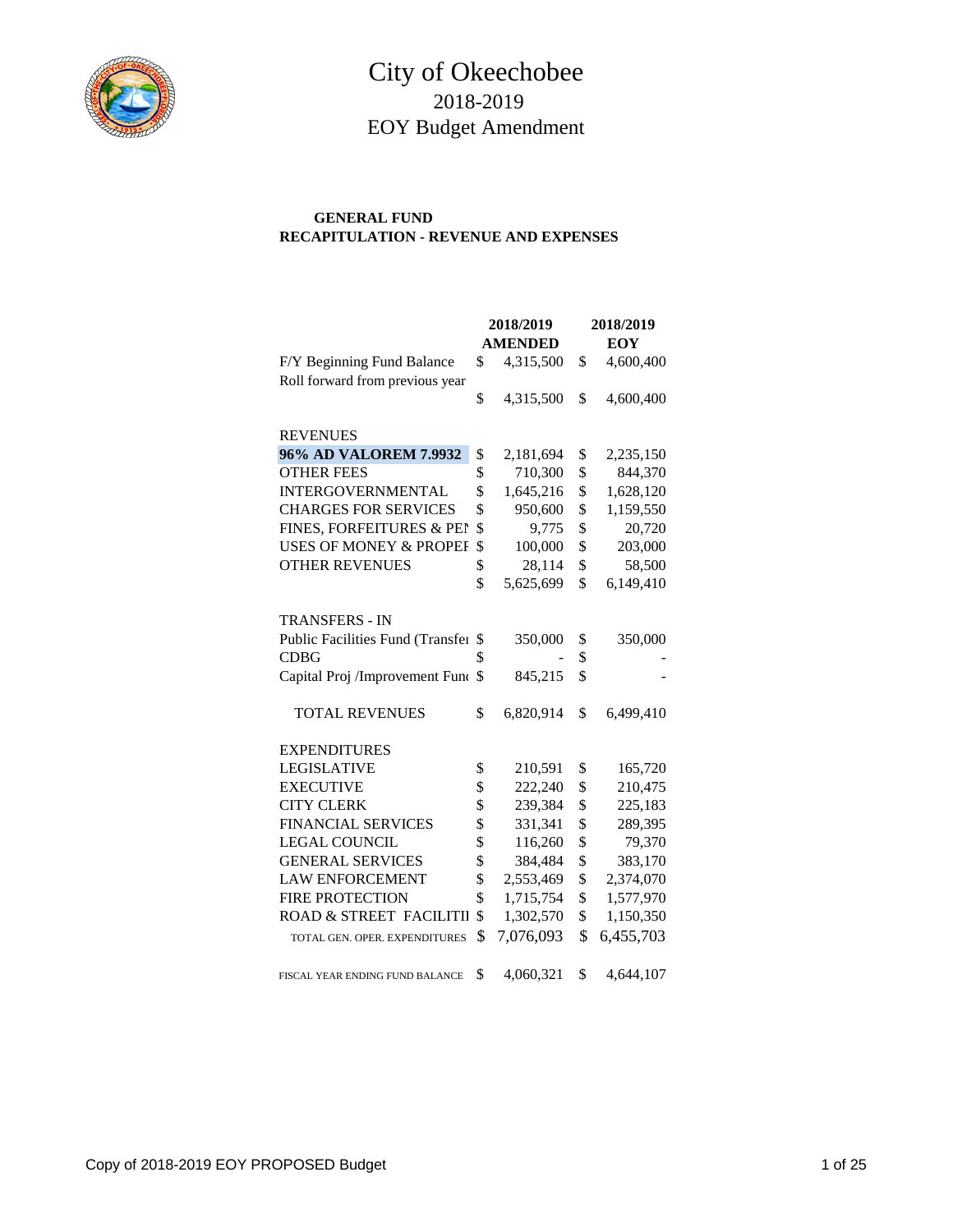# City of Okeechobee

## 2018-2019

## EOY Budget Amendment

**GENERAL FUND**

**RECAPITULATION - REVENUE AND EXPENSES**

| | **2018/2019 AMENDED** | **2018/2019 EOY** |
|---|---|---|
| F/Y Beginning Fund Balance | $ 4,315,500 | $ 4,600,400 |
| Roll forward from previous year | | |
| | $ 4,315,500 | $ 4,600,400 |
| | | |
| REVENUES | | |
| **96% AD VALOREM 7.9932** | $ 2,181,694 | $ 2,235,150 |
| OTHER FEES | $ 710,300 | $ 844,370 |
| INTERGOVERNMENTAL | $ 1,645,216 | $ 1,628,120 |
| CHARGES FOR SERVICES | $ 950,600 | $ 1,159,550 |
| FINES, FORFEITURES & PEN | $ 9,775 | $ 20,720 |
| USES OF MONEY & PROPEF | $ 100,000 | $ 203,000 |
| OTHER REVENUES | $ 28,114 | $ 58,500 |
| | $ 5,625,699 | $ 6,149,410 |
| | | |
| TRANSFERS - IN | | |
| Public Facilities Fund (Transfe | $ 350,000 | $ 350,000 |
| CDBG | $ - | $ - |
| Capital Proj /Improvement Fun | $ 845,215 | $ - |
| | | |
| TOTAL REVENUES | $ 6,820,914 | $ 6,499,410 |
| | | |
| EXPENDITURES | | |
| LEGISLATIVE | $ 210,591 | $ 165,720 |
| EXECUTIVE | $ 222,240 | $ 210,475 |
| CITY CLERK | $ 239,384 | $ 225,183 |
| FINANCIAL SERVICES | $ 331,341 | $ 289,395 |
| LEGAL COUNCIL | $ 116,260 | $ 79,370 |
| GENERAL SERVICES | $ 384,484 | $ 383,170 |
| LAW ENFORCEMENT | $ 2,553,469 | $ 2,374,070 |
| FIRE PROTECTION | $ 1,715,754 | $ 1,577,970 |
| ROAD & STREET FACILITII | $ 1,302,570 | $ 1,150,350 |
| TOTAL GEN. OPER. EXPENDITURES | $ 7,076,093 | $ 6,455,703 |
| | | |
| FISCAL YEAR ENDING FUND BALANCE | $ 4,060,321 | $ 4,644,107 |

Copy of 2018-2019 EOY PROPOSED Budget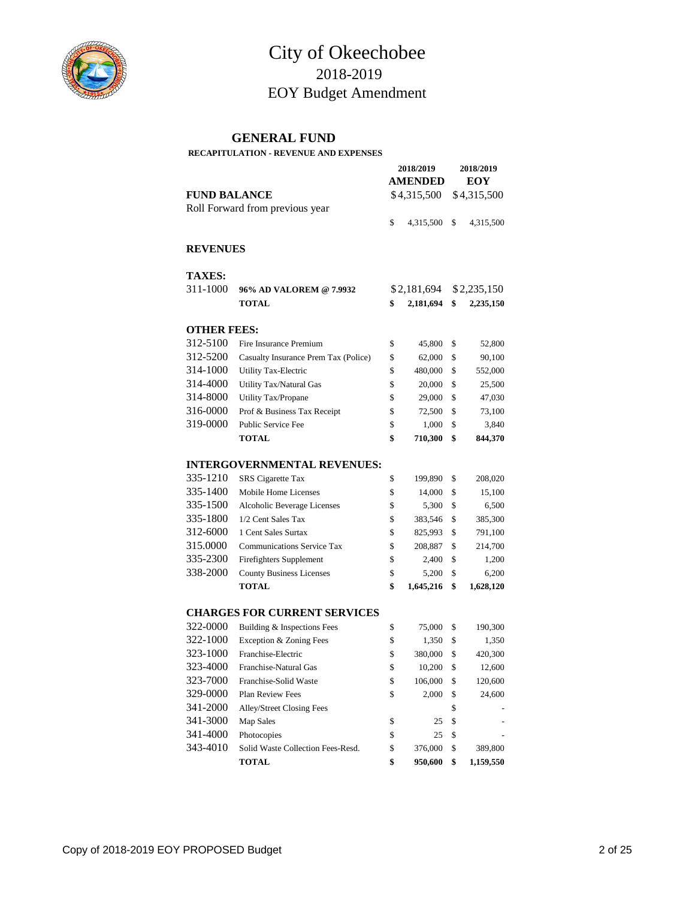# City of Okeechobee
## 2018-2019
## EOY Budget Amendment

### GENERAL FUND

**RECAPITULATION - REVENUE AND EXPENSES**

| | | 2018/2019 AMENDED | 2018/2019 EOY |
|---|---|---|---|
| **FUND BALANCE** | | $4,315,500 | $4,315,500 |
| Roll Forward from previous year | | | |
| | | $ 4,315,500 | $ 4,315,500 |
| **REVENUES** | | | |
| **TAXES:** | | | |
| 311-1000 | **96% AD VALOREM @ 7.9932** | $2,181,694 | $2,235,150 |
| | **TOTAL** | **$ 2,181,694** | **$ 2,235,150** |
| **OTHER FEES:** | | | |
| 312-5100 | Fire Insurance Premium | $ 45,800 | $ 52,800 |
| 312-5200 | Casualty Insurance Prem Tax (Police) | $ 62,000 | $ 90,100 |
| 314-1000 | Utility Tax-Electric | $ 480,000 | $ 552,000 |
| 314-4000 | Utility Tax/Natural Gas | $ 20,000 | $ 25,500 |
| 314-8000 | Utility Tax/Propane | $ 29,000 | $ 47,030 |
| 316-0000 | Prof & Business Tax Receipt | $ 72,500 | $ 73,100 |
| 319-0000 | Public Service Fee | $ 1,000 | $ 3,840 |
| | **TOTAL** | **$ 710,300** | **$ 844,370** |
| **INTERGOVERNMENTAL REVENUES:** | | | |
| 335-1210 | SRS Cigarette Tax | $ 199,890 | $ 208,020 |
| 335-1400 | Mobile Home Licenses | $ 14,000 | $ 15,100 |
| 335-1500 | Alcoholic Beverage Licenses | $ 5,300 | $ 6,500 |
| 335-1800 | 1/2 Cent Sales Tax | $ 383,546 | $ 385,300 |
| 312-6000 | 1 Cent Sales Surtax | $ 825,993 | $ 791,100 |
| 315.0000 | Communications Service Tax | $ 208,887 | $ 214,700 |
| 335-2300 | Firefighters Supplement | $ 2,400 | $ 1,200 |
| 338-2000 | County Business Licenses | $ 5,200 | $ 6,200 |
| | **TOTAL** | **$ 1,645,216** | **$ 1,628,120** |
| **CHARGES FOR CURRENT SERVICES** | | | |
| 322-0000 | Building & Inspections Fees | $ 75,000 | $ 190,300 |
| 322-1000 | Exception & Zoning Fees | $ 1,350 | $ 1,350 |
| 323-1000 | Franchise-Electric | $ 380,000 | $ 420,300 |
| 323-4000 | Franchise-Natural Gas | $ 10,200 | $ 12,600 |
| 323-7000 | Franchise-Solid Waste | $ 106,000 | $ 120,600 |
| 329-0000 | Plan Review Fees | $ 2,000 | $ 24,600 |
| 341-2000 | Alley/Street Closing Fees | | $ - |
| 341-3000 | Map Sales | $ 25 | $ - |
| 341-4000 | Photocopies | $ 25 | $ - |
| 343-4010 | Solid Waste Collection Fees-Resd. | $ 376,000 | $ 389,800 |
| | **TOTAL** | **$ 950,600** | **$ 1,159,550** |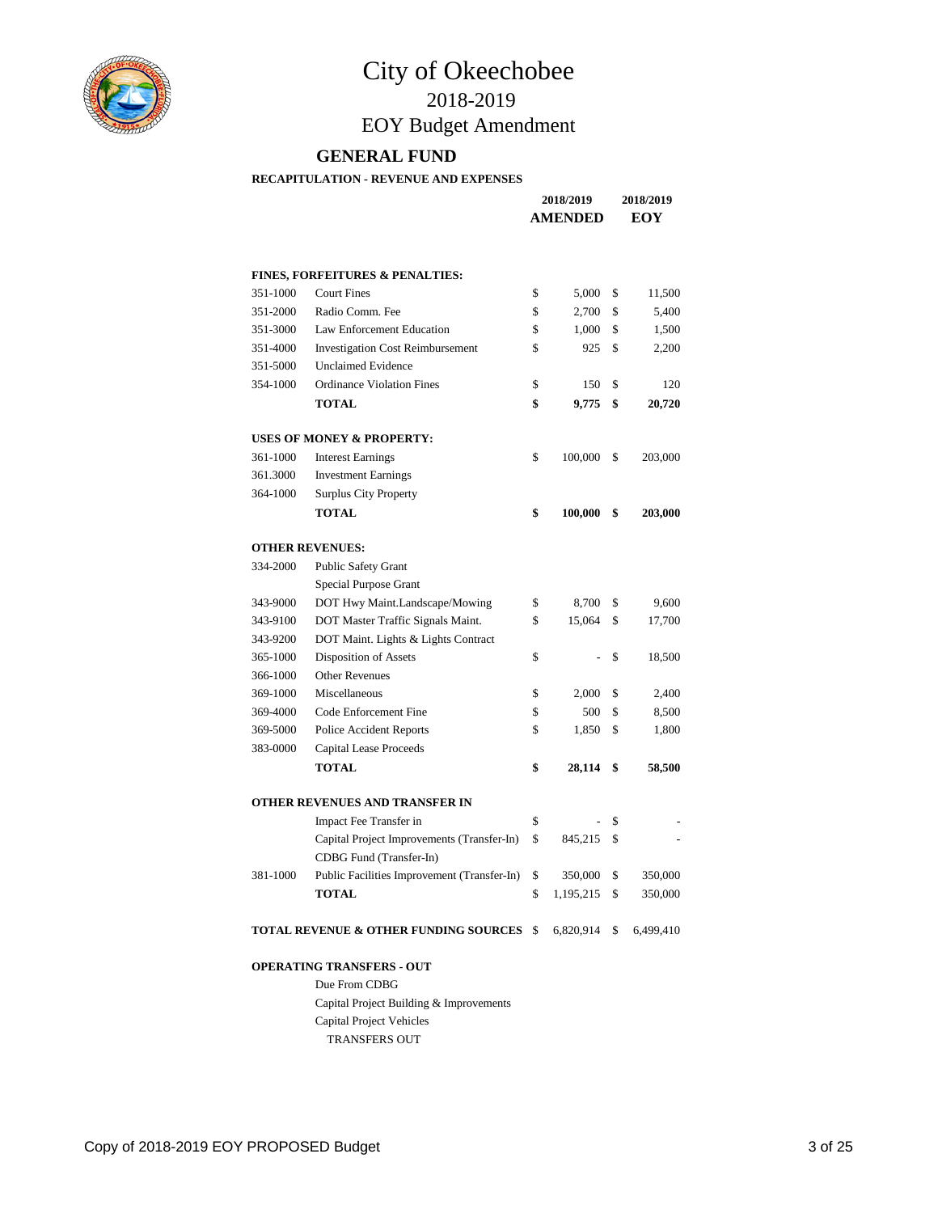# City of Okeechobee

## 2018-2019

## EOY Budget Amendment

### GENERAL FUND

**RECAPITULATION - REVENUE AND EXPENSES**

| | | 2018/2019 AMENDED | 2018/2019 EOY |
|---|---|---|---|
| **FINES, FORFEITURES & PENALTIES:** | | | |
| 351-1000 | Court Fines | $ 5,000 | $ 11,500 |
| 351-2000 | Radio Comm. Fee | $ 2,700 | $ 5,400 |
| 351-3000 | Law Enforcement Education | $ 1,000 | $ 1,500 |
| 351-4000 | Investigation Cost Reimbursement | $ 925 | $ 2,200 |
| 351-5000 | Unclaimed Evidence | | |
| 354-1000 | Ordinance Violation Fines | $ 150 | $ 120 |
| | **TOTAL** | **$ 9,775** | **$ 20,720** |
| **USES OF MONEY & PROPERTY:** | | | |
| 361-1000 | Interest Earnings | $ 100,000 | $ 203,000 |
| 361.3000 | Investment Earnings | | |
| 364-1000 | Surplus City Property | | |
| | **TOTAL** | **$ 100,000** | **$ 203,000** |
| **OTHER REVENUES:** | | | |
| 334-2000 | Public Safety Grant | | |
| | Special Purpose Grant | | |
| 343-9000 | DOT Hwy Maint.Landscape/Mowing | $ 8,700 | $ 9,600 |
| 343-9100 | DOT Master Traffic Signals Maint. | $ 15,064 | $ 17,700 |
| 343-9200 | DOT Maint. Lights & Lights Contract | | |
| 365-1000 | Disposition of Assets | $ - | $ 18,500 |
| 366-1000 | Other Revenues | | |
| 369-1000 | Miscellaneous | $ 2,000 | $ 2,400 |
| 369-4000 | Code Enforcement Fine | $ 500 | $ 8,500 |
| 369-5000 | Police Accident Reports | $ 1,850 | $ 1,800 |
| 383-0000 | Capital Lease Proceeds | | |
| | **TOTAL** | **$ 28,114** | **$ 58,500** |
| **OTHER REVENUES AND TRANSFER IN** | | | |
| | Impact Fee Transfer in | $ - | $ - |
| | Capital Project Improvements (Transfer-In) | $ 845,215 | $ - |
| | CDBG Fund (Transfer-In) | | |
| 381-1000 | Public Facilities Improvement (Transfer-In) | $ 350,000 | $ 350,000 |
| | **TOTAL** | $ 1,195,215 | $ 350,000 |
| **TOTAL REVENUE & OTHER FUNDING SOURCES** | | $ 6,820,914 | $ 6,499,410 |
| **OPERATING TRANSFERS - OUT** | | | |
| | Due From CDBG | | |
| | Capital Project Building & Improvements | | |
| | Capital Project Vehicles | | |
| | TRANSFERS OUT | | |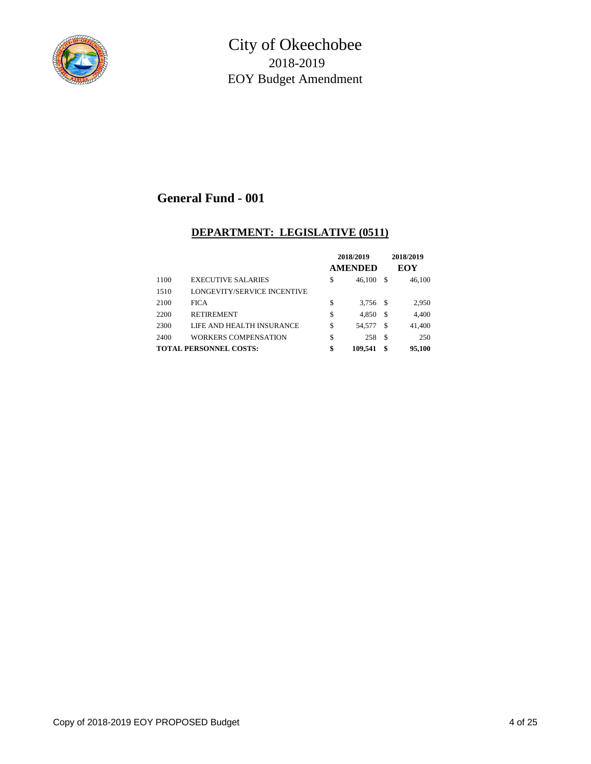# City of Okeechobee
## 2018-2019
## EOY Budget Amendment

## General Fund - 001

### DEPARTMENT: LEGISLATIVE (0511)

| | | 2018/2019 AMENDED | 2018/2019 EOY |
|---|---|---|---|
| 1100 | EXECUTIVE SALARIES | $ 46,100 | $ 46,100 |
| 1510 | LONGEVITY/SERVICE INCENTIVE | | |
| 2100 | FICA | $ 3,756 | $ 2,950 |
| 2200 | RETIREMENT | $ 4,850 | $ 4,400 |
| 2300 | LIFE AND HEALTH INSURANCE | $ 54,577 | $ 41,400 |
| 2400 | WORKERS COMPENSATION | $ 258 | $ 250 |
| **TOTAL PERSONNEL COSTS:** | | **$ 109,541** | **$ 95,100** |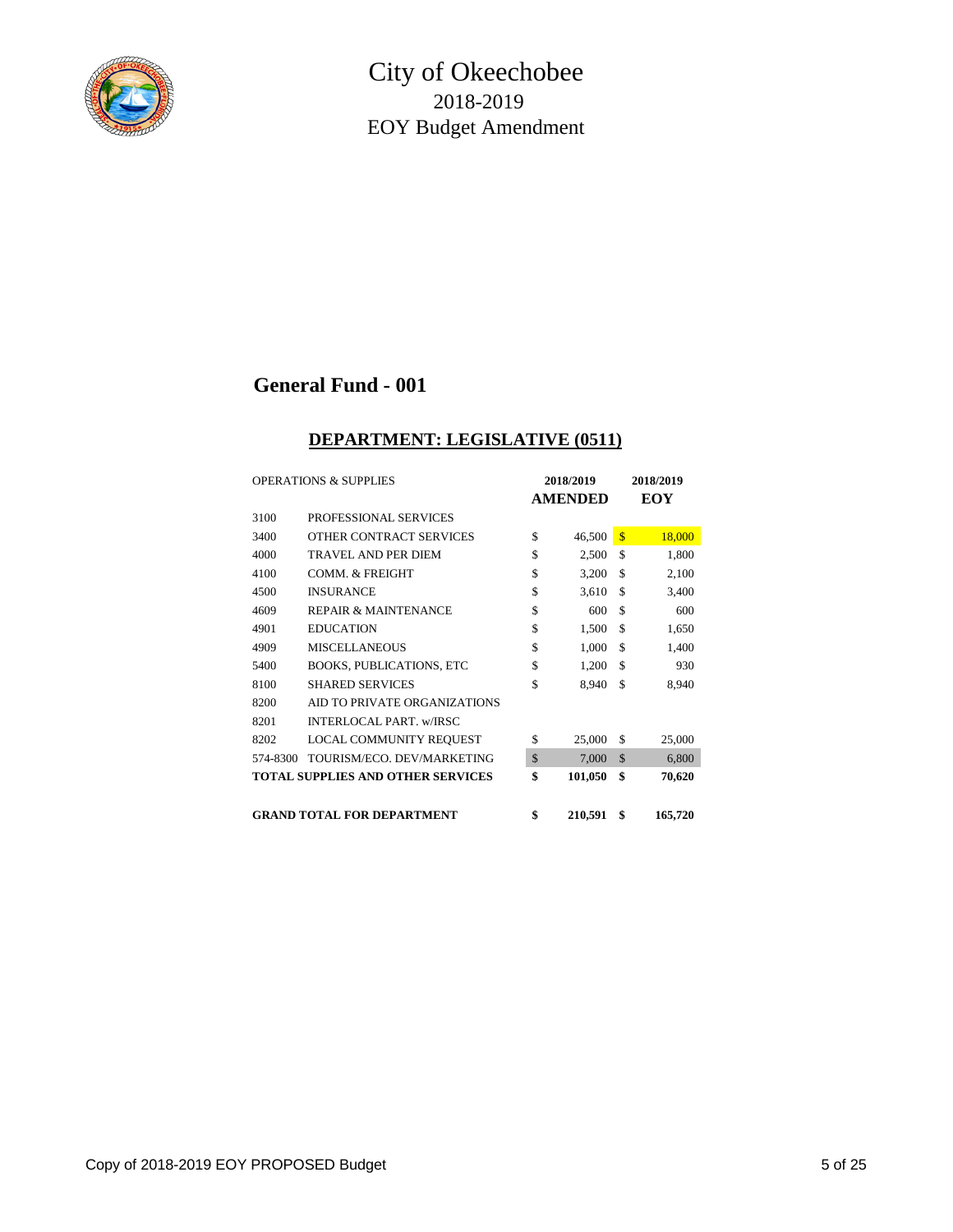# City of Okeechobee
## 2018-2019
## EOY Budget Amendment

## General Fund - 001

### DEPARTMENT: LEGISLATIVE (0511)

| OPERATIONS & SUPPLIES | | 2018/2019 AMENDED | 2018/2019 EOY |
|---|---|---|---|
| 3100 | PROFESSIONAL SERVICES | | |
| 3400 | OTHER CONTRACT SERVICES | $ 46,500 | $ 18,000 |
| 4000 | TRAVEL AND PER DIEM | $ 2,500 | $ 1,800 |
| 4100 | COMM. & FREIGHT | $ 3,200 | $ 2,100 |
| 4500 | INSURANCE | $ 3,610 | $ 3,400 |
| 4609 | REPAIR & MAINTENANCE | $ 600 | $ 600 |
| 4901 | EDUCATION | $ 1,500 | $ 1,650 |
| 4909 | MISCELLANEOUS | $ 1,000 | $ 1,400 |
| 5400 | BOOKS, PUBLICATIONS, ETC | $ 1,200 | $ 930 |
| 8100 | SHARED SERVICES | $ 8,940 | $ 8,940 |
| 8200 | AID TO PRIVATE ORGANIZATIONS | | |
| 8201 | INTERLOCAL PART. w/IRSC | | |
| 8202 | LOCAL COMMUNITY REQUEST | $ 25,000 | $ 25,000 |
| 574-8300 | TOURISM/ECO. DEV/MARKETING | $ 7,000 | $ 6,800 |
| **TOTAL SUPPLIES AND OTHER SERVICES** | | **$ 101,050** | **$ 70,620** |
| | | | |
| **GRAND TOTAL FOR DEPARTMENT** | | **$ 210,591** | **$ 165,720** |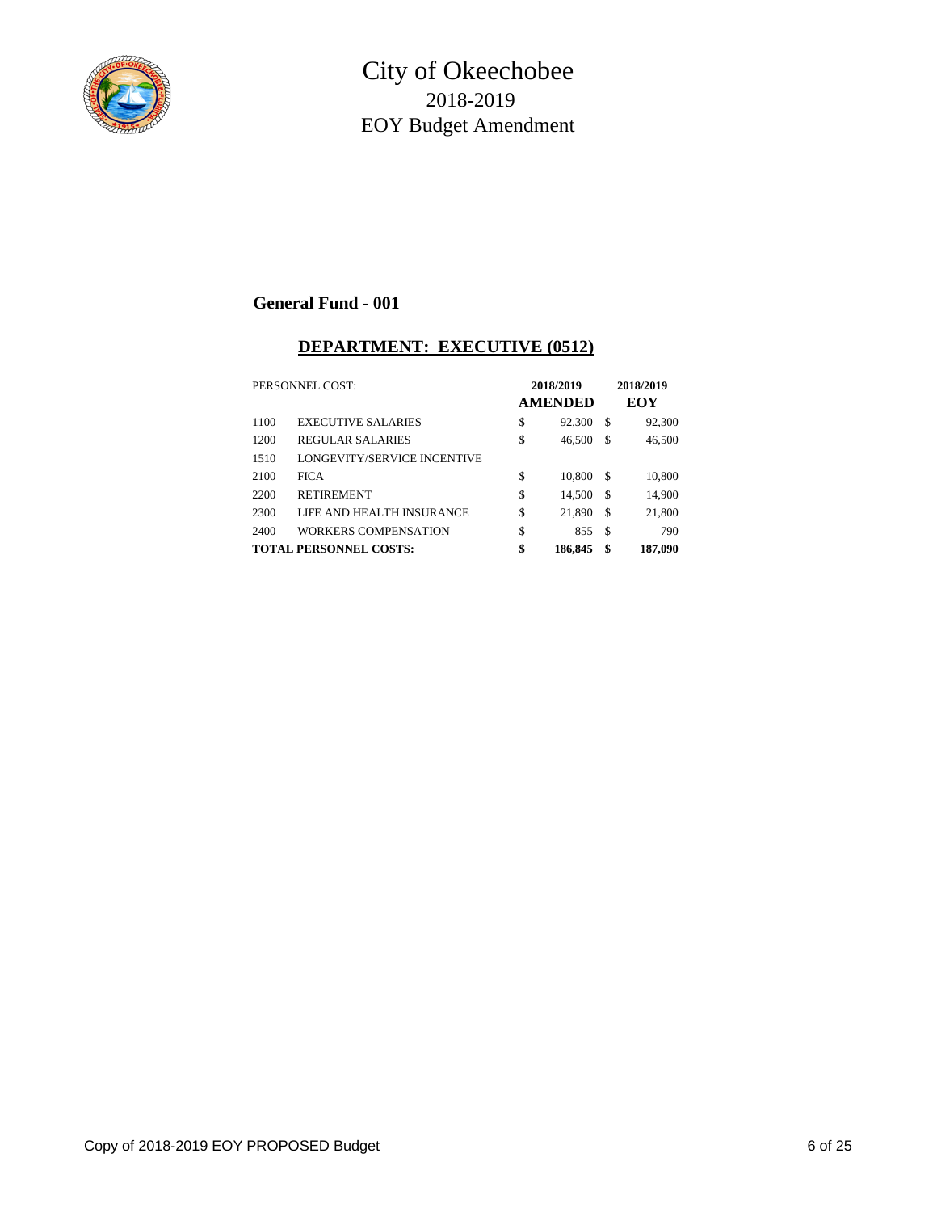# City of Okeechobee
## 2018-2019
## EOY Budget Amendment

### General Fund - 001

### DEPARTMENT: EXECUTIVE (0512)

| PERSONNEL COST: | | 2018/2019 AMENDED | 2018/2019 EOY |
|---|---|---|---|
| 1100 | EXECUTIVE SALARIES | $ 92,300 | $ 92,300 |
| 1200 | REGULAR SALARIES | $ 46,500 | $ 46,500 |
| 1510 | LONGEVITY/SERVICE INCENTIVE | | |
| 2100 | FICA | $ 10,800 | $ 10,800 |
| 2200 | RETIREMENT | $ 14,500 | $ 14,900 |
| 2300 | LIFE AND HEALTH INSURANCE | $ 21,890 | $ 21,800 |
| 2400 | WORKERS COMPENSATION | $ 855 | $ 790 |
| **TOTAL PERSONNEL COSTS:** | | **$ 186,845** | **$ 187,090** |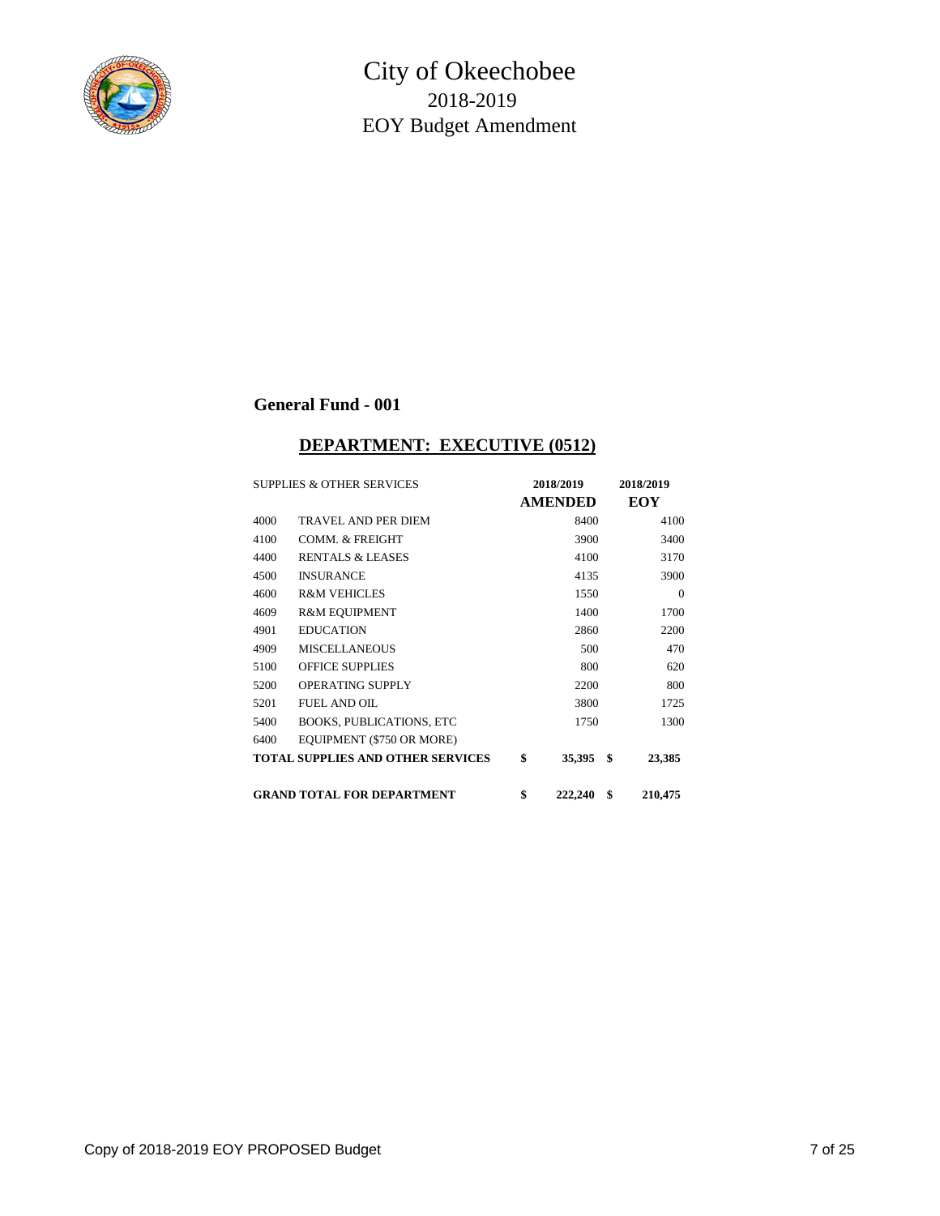# City of Okeechobee
## 2018-2019
## EOY Budget Amendment

### General Fund - 001

### DEPARTMENT: EXECUTIVE (0512)

| SUPPLIES & OTHER SERVICES | | 2018/2019 AMENDED | 2018/2019 EOY |
|---|---|---|---|
| 4000 | TRAVEL AND PER DIEM | 8400 | 4100 |
| 4100 | COMM. & FREIGHT | 3900 | 3400 |
| 4400 | RENTALS & LEASES | 4100 | 3170 |
| 4500 | INSURANCE | 4135 | 3900 |
| 4600 | R&M VEHICLES | 1550 | 0 |
| 4609 | R&M EQUIPMENT | 1400 | 1700 |
| 4901 | EDUCATION | 2860 | 2200 |
| 4909 | MISCELLANEOUS | 500 | 470 |
| 5100 | OFFICE SUPPLIES | 800 | 620 |
| 5200 | OPERATING SUPPLY | 2200 | 800 |
| 5201 | FUEL AND OIL | 3800 | 1725 |
| 5400 | BOOKS, PUBLICATIONS, ETC | 1750 | 1300 |
| 6400 | EQUIPMENT ($750 OR MORE) | | |
| **TOTAL SUPPLIES AND OTHER SERVICES** | | **$ 35,395** | **$ 23,385** |
| **GRAND TOTAL FOR DEPARTMENT** | | **$ 222,240** | **$ 210,475** |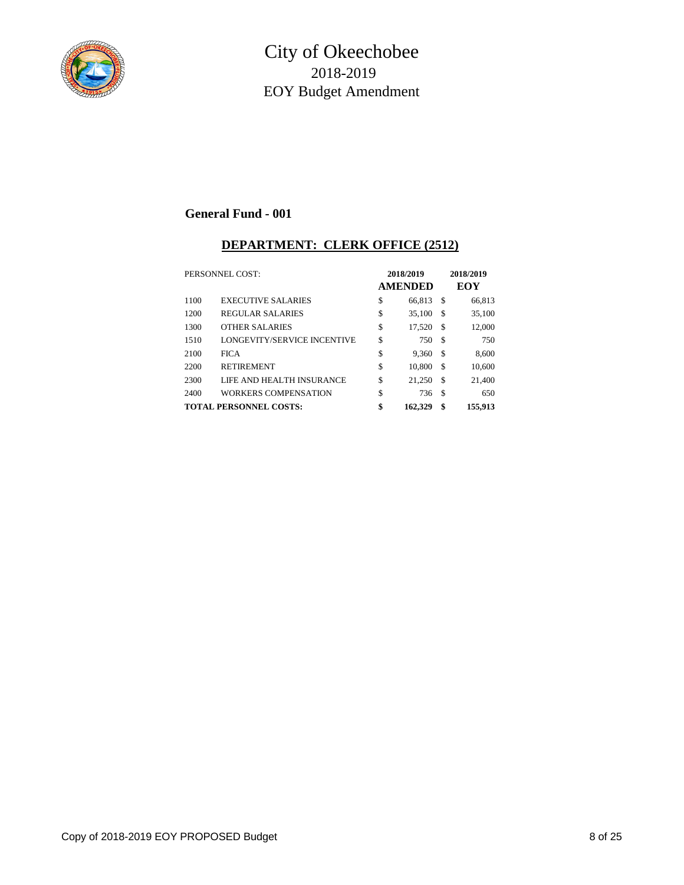# City of Okeechobee
## 2018-2019
## EOY Budget Amendment

### General Fund - 001

### DEPARTMENT: CLERK OFFICE (2512)

| PERSONNEL COST: | | 2018/2019 AMENDED | 2018/2019 EOY |
|---|---|---|---|
| 1100 | EXECUTIVE SALARIES | $ 66,813 | $ 66,813 |
| 1200 | REGULAR SALARIES | $ 35,100 | $ 35,100 |
| 1300 | OTHER SALARIES | $ 17,520 | $ 12,000 |
| 1510 | LONGEVITY/SERVICE INCENTIVE | $ 750 | $ 750 |
| 2100 | FICA | $ 9,360 | $ 8,600 |
| 2200 | RETIREMENT | $ 10,800 | $ 10,600 |
| 2300 | LIFE AND HEALTH INSURANCE | $ 21,250 | $ 21,400 |
| 2400 | WORKERS COMPENSATION | $ 736 | $ 650 |
| **TOTAL PERSONNEL COSTS:** | | **$ 162,329** | **$ 155,913** |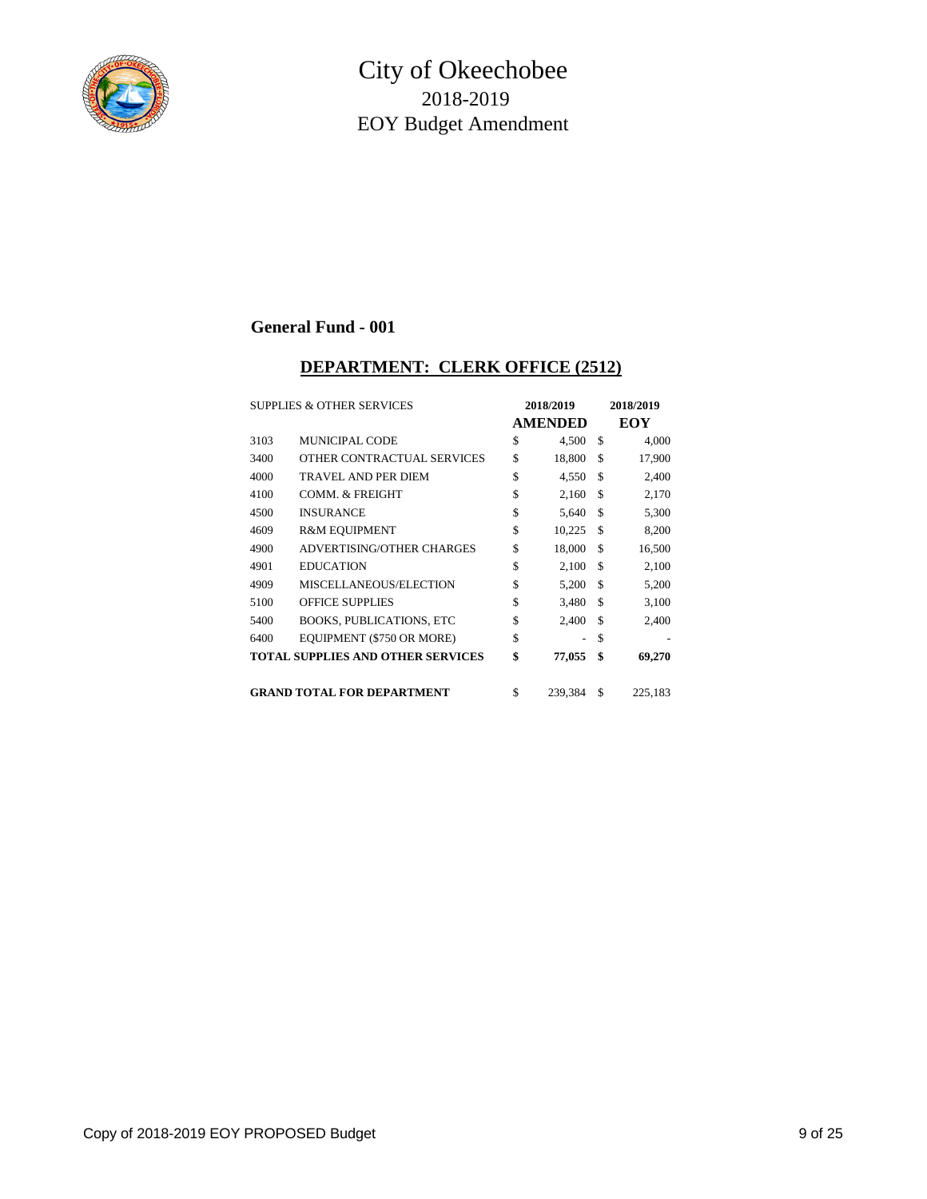# City of Okeechobee
## 2018-2019
## EOY Budget Amendment

### General Fund - 001

### DEPARTMENT: CLERK OFFICE (2512)

| SUPPLIES & OTHER SERVICES | | 2018/2019 AMENDED | 2018/2019 EOY |
|---|---|---|---|
| 3103 | MUNICIPAL CODE | $ 4,500 | $ 4,000 |
| 3400 | OTHER CONTRACTUAL SERVICES | $ 18,800 | $ 17,900 |
| 4000 | TRAVEL AND PER DIEM | $ 4,550 | $ 2,400 |
| 4100 | COMM. & FREIGHT | $ 2,160 | $ 2,170 |
| 4500 | INSURANCE | $ 5,640 | $ 5,300 |
| 4609 | R&M EQUIPMENT | $ 10,225 | $ 8,200 |
| 4900 | ADVERTISING/OTHER CHARGES | $ 18,000 | $ 16,500 |
| 4901 | EDUCATION | $ 2,100 | $ 2,100 |
| 4909 | MISCELLANEOUS/ELECTION | $ 5,200 | $ 5,200 |
| 5100 | OFFICE SUPPLIES | $ 3,480 | $ 3,100 |
| 5400 | BOOKS, PUBLICATIONS, ETC | $ 2,400 | $ 2,400 |
| 6400 | EQUIPMENT ($750 OR MORE) | $ - | $ - |
| **TOTAL SUPPLIES AND OTHER SERVICES** | | **$ 77,055** | **$ 69,270** |
| | | | |
| **GRAND TOTAL FOR DEPARTMENT** | | $ 239,384 | $ 225,183 |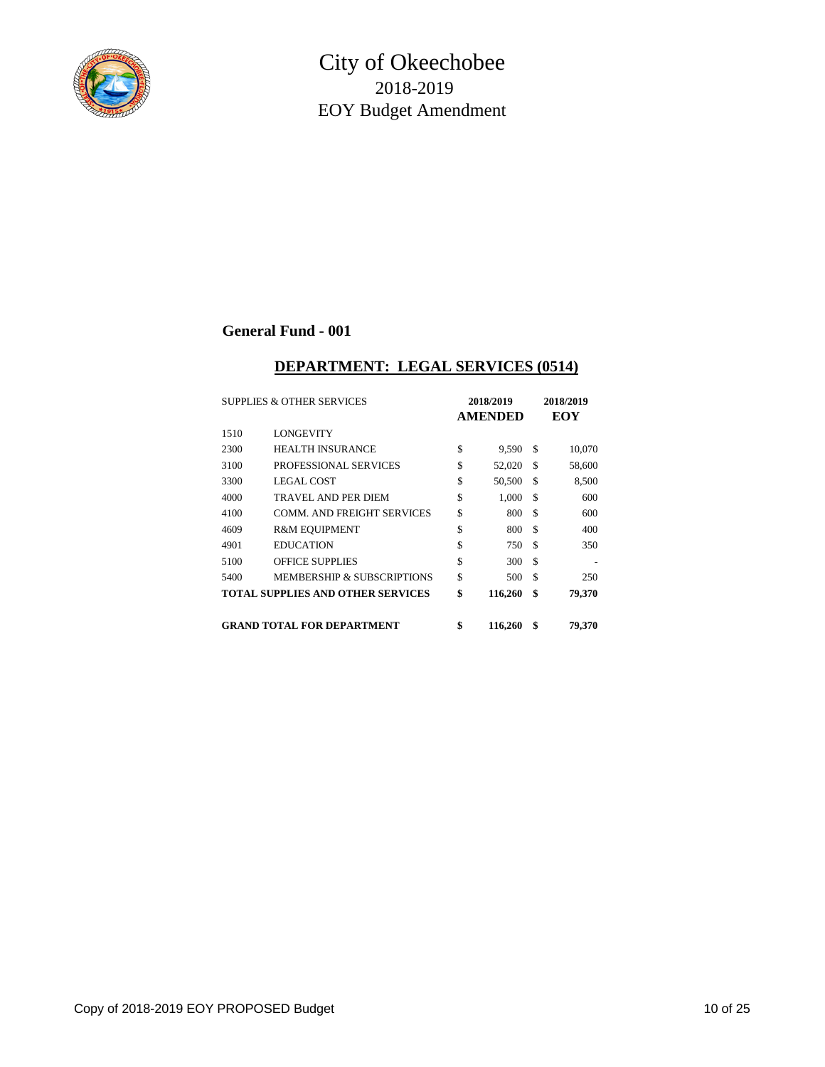# City of Okeechobee
## 2018-2019
## EOY Budget Amendment

**General Fund - 001**

**DEPARTMENT: LEGAL SERVICES (0514)**

| SUPPLIES & OTHER SERVICES | | 2018/2019 AMENDED | 2018/2019 EOY |
|---|---|---|---|
| 1510 | LONGEVITY | | |
| 2300 | HEALTH INSURANCE | $ 9,590 | $ 10,070 |
| 3100 | PROFESSIONAL SERVICES | $ 52,020 | $ 58,600 |
| 3300 | LEGAL COST | $ 50,500 | $ 8,500 |
| 4000 | TRAVEL AND PER DIEM | $ 1,000 | $ 600 |
| 4100 | COMM. AND FREIGHT SERVICES | $ 800 | $ 600 |
| 4609 | R&M EQUIPMENT | $ 800 | $ 400 |
| 4901 | EDUCATION | $ 750 | $ 350 |
| 5100 | OFFICE SUPPLIES | $ 300 | $ - |
| 5400 | MEMBERSHIP & SUBSCRIPTIONS | $ 500 | $ 250 |
| **TOTAL SUPPLIES AND OTHER SERVICES** | | **$ 116,260** | **$ 79,370** |
| | | | |
| **GRAND TOTAL FOR DEPARTMENT** | | **$ 116,260** | **$ 79,370** |

Copy of 2018-2019 EOY PROPOSED Budget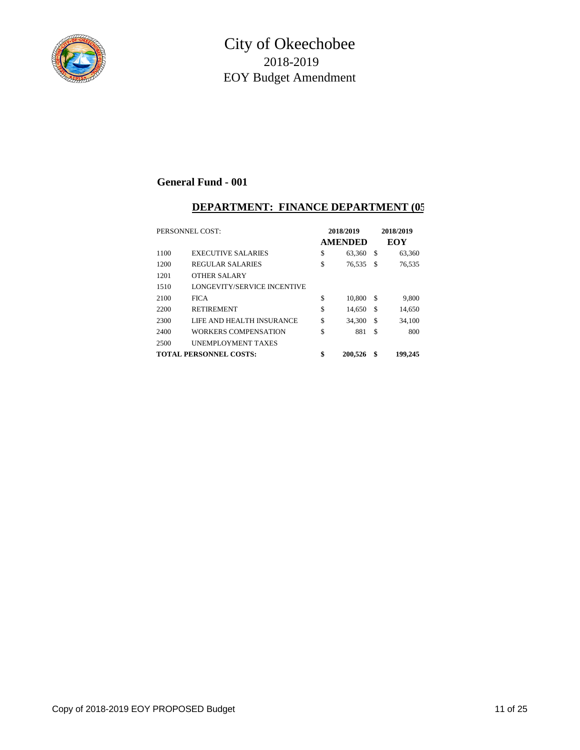# City of Okeechobee
## 2018-2019
## EOY Budget Amendment

### General Fund - 001

#### DEPARTMENT: FINANCE DEPARTMENT (05

| PERSONNEL COST: | | 2018/2019 AMENDED | 2018/2019 EOY |
|---|---|---|---|
| 1100 | EXECUTIVE SALARIES | $ 63,360 | $ 63,360 |
| 1200 | REGULAR SALARIES | $ 76,535 | $ 76,535 |
| 1201 | OTHER SALARY | | |
| 1510 | LONGEVITY/SERVICE INCENTIVE | | |
| 2100 | FICA | $ 10,800 | $ 9,800 |
| 2200 | RETIREMENT | $ 14,650 | $ 14,650 |
| 2300 | LIFE AND HEALTH INSURANCE | $ 34,300 | $ 34,100 |
| 2400 | WORKERS COMPENSATION | $ 881 | $ 800 |
| 2500 | UNEMPLOYMENT TAXES | | |
| **TOTAL PERSONNEL COSTS:** | | **$ 200,526** | **$ 199,245** |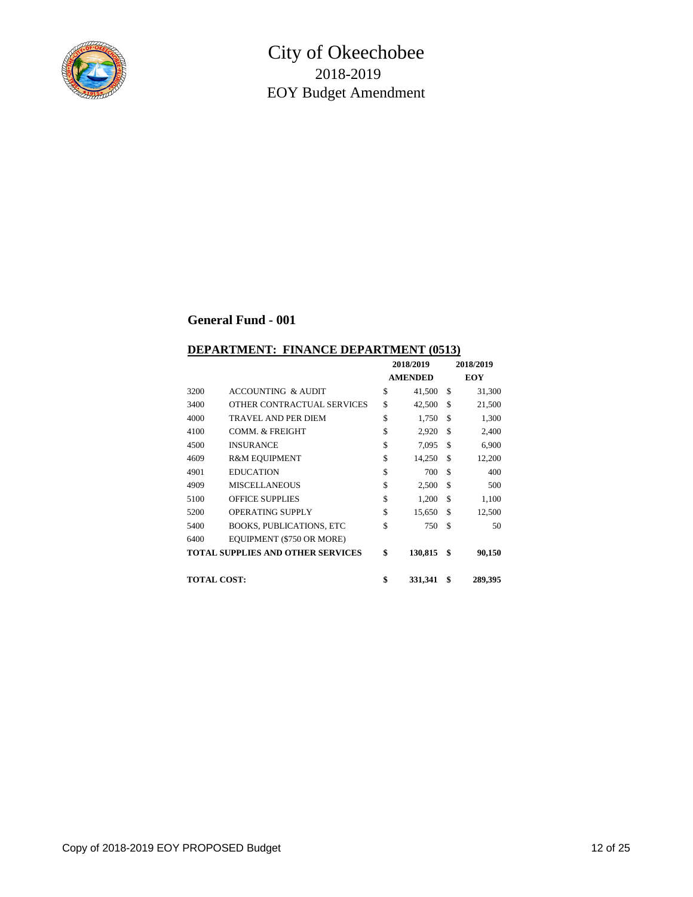# City of Okeechobee
## 2018-2019
## EOY Budget Amendment

### General Fund - 001

**DEPARTMENT: FINANCE DEPARTMENT (0513)**

| | | 2018/2019 AMENDED | 2018/2019 EOY |
|---|---|---|---|
| 3200 | ACCOUNTING & AUDIT | $ 41,500 | $ 31,300 |
| 3400 | OTHER CONTRACTUAL SERVICES | $ 42,500 | $ 21,500 |
| 4000 | TRAVEL AND PER DIEM | $ 1,750 | $ 1,300 |
| 4100 | COMM. & FREIGHT | $ 2,920 | $ 2,400 |
| 4500 | INSURANCE | $ 7,095 | $ 6,900 |
| 4609 | R&M EQUIPMENT | $ 14,250 | $ 12,200 |
| 4901 | EDUCATION | $ 700 | $ 400 |
| 4909 | MISCELLANEOUS | $ 2,500 | $ 500 |
| 5100 | OFFICE SUPPLIES | $ 1,200 | $ 1,100 |
| 5200 | OPERATING SUPPLY | $ 15,650 | $ 12,500 |
| 5400 | BOOKS, PUBLICATIONS, ETC | $ 750 | $ 50 |
| 6400 | EQUIPMENT ($750 OR MORE) | | |
| **TOTAL SUPPLIES AND OTHER SERVICES** | | **$ 130,815** | **$ 90,150** |
| **TOTAL COST:** | | **$ 331,341** | **$ 289,395** |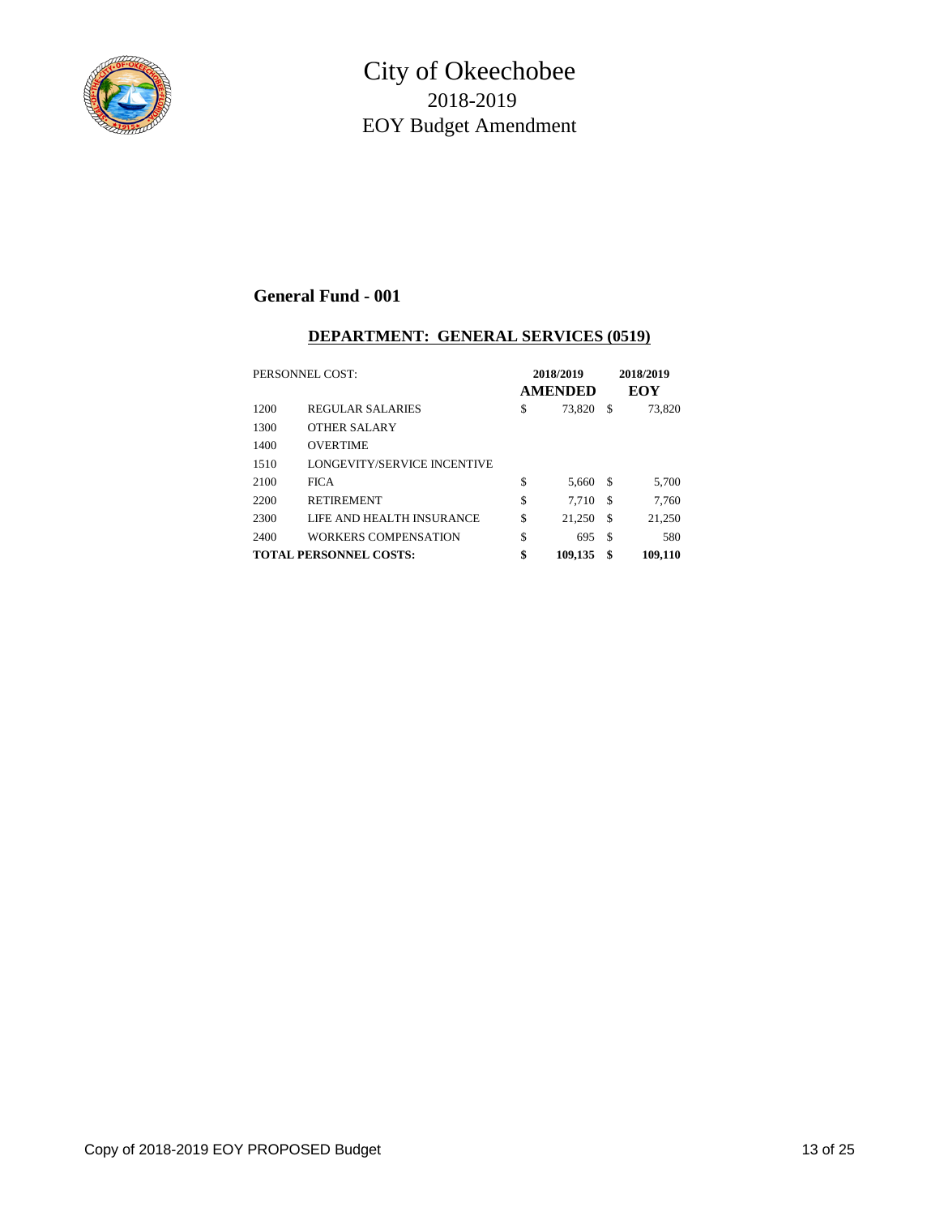# City of Okeechobee

## 2018-2019

## EOY Budget Amendment

### General Fund - 001

#### DEPARTMENT: GENERAL SERVICES (0519)

| PERSONNEL COST: | | 2018/2019 AMENDED | 2018/2019 EOY |
|---|---|---|---|
| 1200 | REGULAR SALARIES | $ 73,820 | $ 73,820 |
| 1300 | OTHER SALARY | | |
| 1400 | OVERTIME | | |
| 1510 | LONGEVITY/SERVICE INCENTIVE | | |
| 2100 | FICA | $ 5,660 | $ 5,700 |
| 2200 | RETIREMENT | $ 7,710 | $ 7,760 |
| 2300 | LIFE AND HEALTH INSURANCE | $ 21,250 | $ 21,250 |
| 2400 | WORKERS COMPENSATION | $ 695 | $ 580 |
| **TOTAL PERSONNEL COSTS:** | | **$ 109,135** | **$ 109,110** |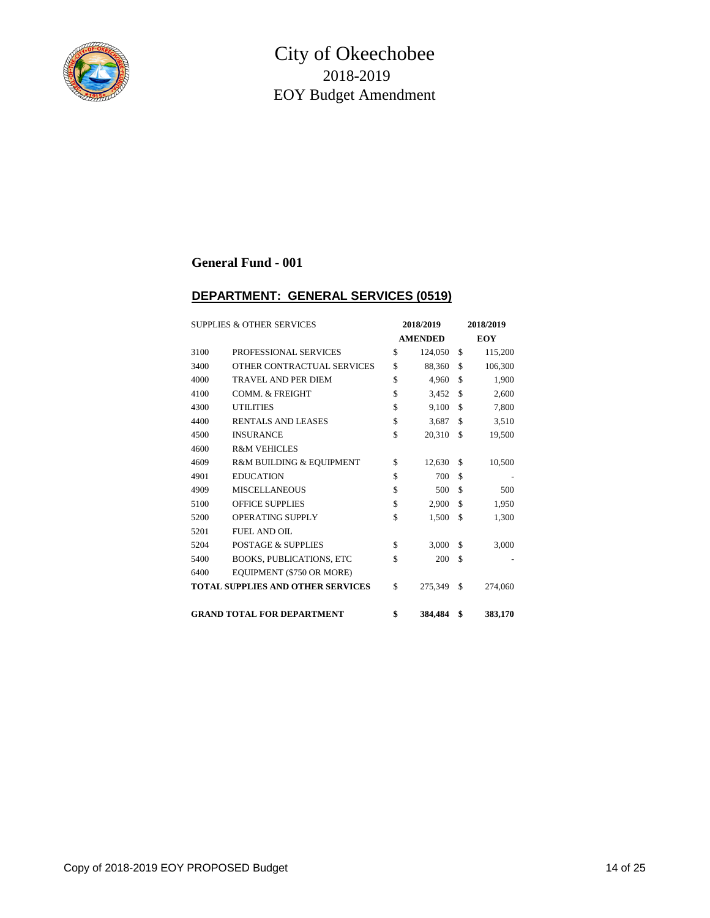# City of Okeechobee
## 2018-2019
## EOY Budget Amendment

### General Fund - 001

### DEPARTMENT: GENERAL SERVICES (0519)

| SUPPLIES & OTHER SERVICES | | 2018/2019 AMENDED | 2018/2019 EOY |
|---|---|---|---|
| 3100 | PROFESSIONAL SERVICES | $ 124,050 | $ 115,200 |
| 3400 | OTHER CONTRACTUAL SERVICES | $ 88,360 | $ 106,300 |
| 4000 | TRAVEL AND PER DIEM | $ 4,960 | $ 1,900 |
| 4100 | COMM. & FREIGHT | $ 3,452 | $ 2,600 |
| 4300 | UTILITIES | $ 9,100 | $ 7,800 |
| 4400 | RENTALS AND LEASES | $ 3,687 | $ 3,510 |
| 4500 | INSURANCE | $ 20,310 | $ 19,500 |
| 4600 | R&M VEHICLES | | |
| 4609 | R&M BUILDING & EQUIPMENT | $ 12,630 | $ 10,500 |
| 4901 | EDUCATION | $ 700 | $ - |
| 4909 | MISCELLANEOUS | $ 500 | $ 500 |
| 5100 | OFFICE SUPPLIES | $ 2,900 | $ 1,950 |
| 5200 | OPERATING SUPPLY | $ 1,500 | $ 1,300 |
| 5201 | FUEL AND OIL | | |
| 5204 | POSTAGE & SUPPLIES | $ 3,000 | $ 3,000 |
| 5400 | BOOKS, PUBLICATIONS, ETC | $ 200 | $ - |
| 6400 | EQUIPMENT ($750 OR MORE) | | |
| **TOTAL SUPPLIES AND OTHER SERVICES** | | $ 275,349 | $ 274,060 |
| **GRAND TOTAL FOR DEPARTMENT** | | **$ 384,484** | **$ 383,170** |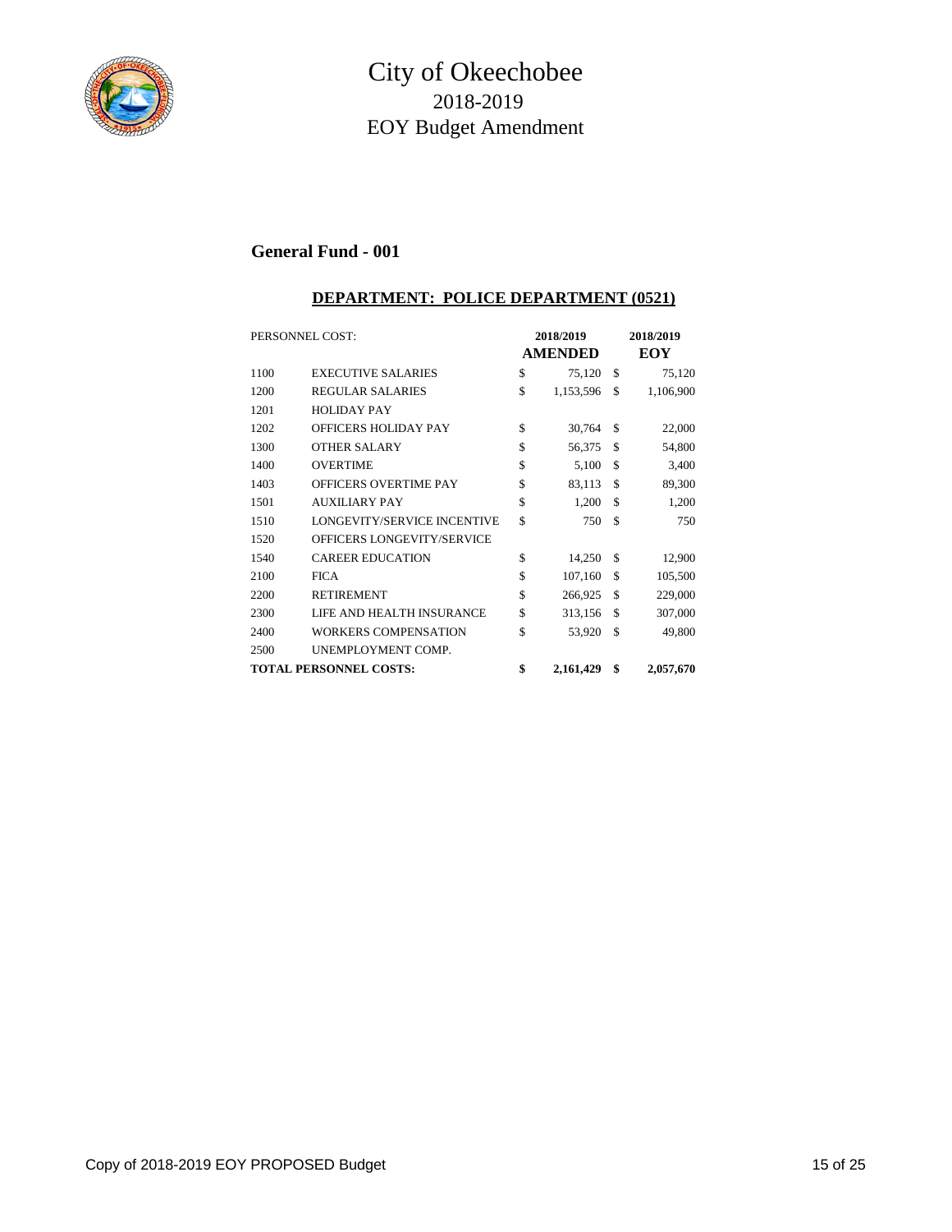# City of Okeechobee

## 2018-2019

## EOY Budget Amendment

### General Fund - 001

**DEPARTMENT: POLICE DEPARTMENT (0521)**

| PERSONNEL COST: | | 2018/2019 AMENDED | 2018/2019 EOY |
|---|---|---|---|
| 1100 | EXECUTIVE SALARIES | $ 75,120 | $ 75,120 |
| 1200 | REGULAR SALARIES | $ 1,153,596 | $ 1,106,900 |
| 1201 | HOLIDAY PAY | | |
| 1202 | OFFICERS HOLIDAY PAY | $ 30,764 | $ 22,000 |
| 1300 | OTHER SALARY | $ 56,375 | $ 54,800 |
| 1400 | OVERTIME | $ 5,100 | $ 3,400 |
| 1403 | OFFICERS OVERTIME PAY | $ 83,113 | $ 89,300 |
| 1501 | AUXILIARY PAY | $ 1,200 | $ 1,200 |
| 1510 | LONGEVITY/SERVICE INCENTIVE | $ 750 | $ 750 |
| 1520 | OFFICERS LONGEVITY/SERVICE | | |
| 1540 | CAREER EDUCATION | $ 14,250 | $ 12,900 |
| 2100 | FICA | $ 107,160 | $ 105,500 |
| 2200 | RETIREMENT | $ 266,925 | $ 229,000 |
| 2300 | LIFE AND HEALTH INSURANCE | $ 313,156 | $ 307,000 |
| 2400 | WORKERS COMPENSATION | $ 53,920 | $ 49,800 |
| 2500 | UNEMPLOYMENT COMP. | | |
| **TOTAL PERSONNEL COSTS:** | | **$ 2,161,429** | **$ 2,057,670** |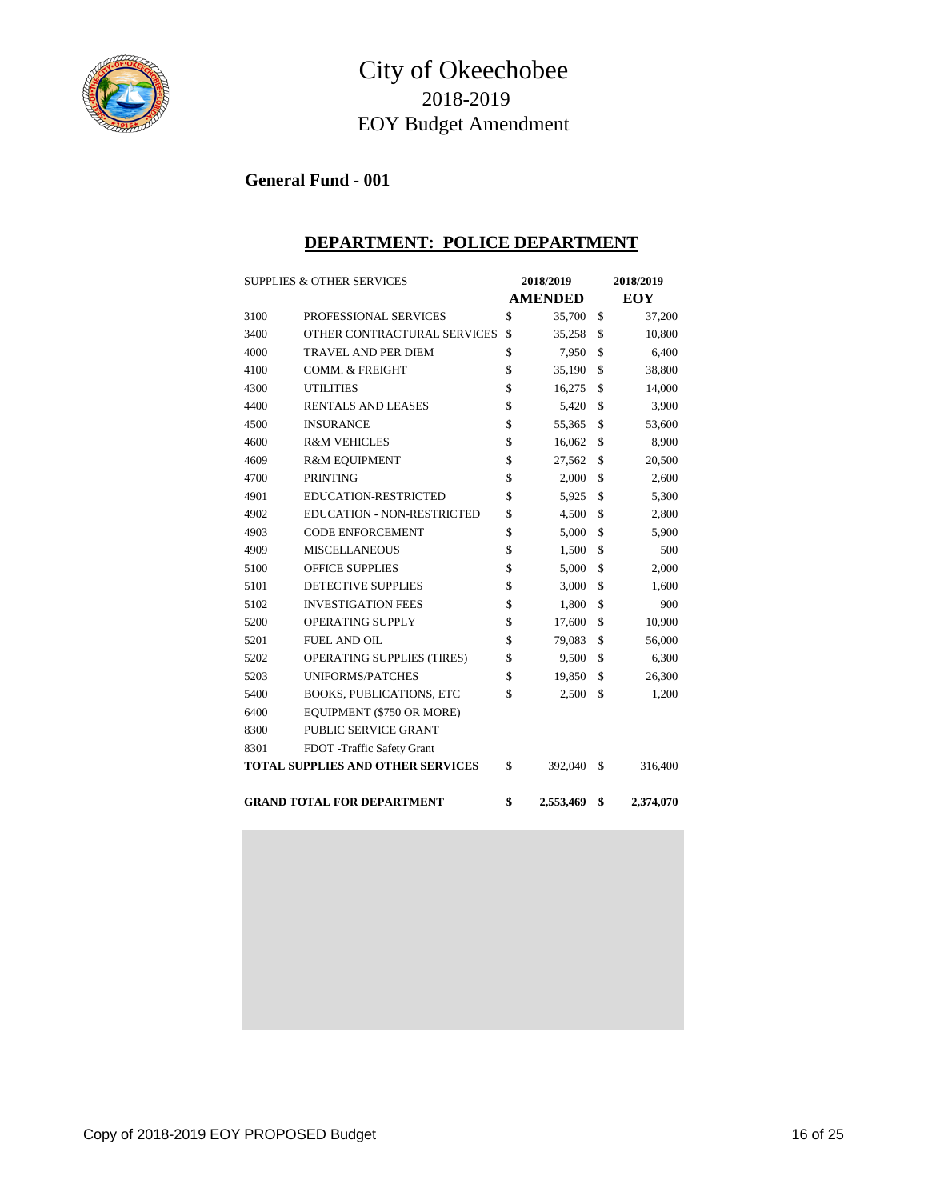# City of Okeechobee
## 2018-2019
## EOY Budget Amendment

### General Fund - 001

### DEPARTMENT: POLICE DEPARTMENT

| SUPPLIES & OTHER SERVICES | | 2018/2019 AMENDED | 2018/2019 EOY |
|---|---|---|---|
| 3100 | PROFESSIONAL SERVICES | $ 35,700 | $ 37,200 |
| 3400 | OTHER CONTRACTURAL SERVICES | $ 35,258 | $ 10,800 |
| 4000 | TRAVEL AND PER DIEM | $ 7,950 | $ 6,400 |
| 4100 | COMM. & FREIGHT | $ 35,190 | $ 38,800 |
| 4300 | UTILITIES | $ 16,275 | $ 14,000 |
| 4400 | RENTALS AND LEASES | $ 5,420 | $ 3,900 |
| 4500 | INSURANCE | $ 55,365 | $ 53,600 |
| 4600 | R&M VEHICLES | $ 16,062 | $ 8,900 |
| 4609 | R&M EQUIPMENT | $ 27,562 | $ 20,500 |
| 4700 | PRINTING | $ 2,000 | $ 2,600 |
| 4901 | EDUCATION-RESTRICTED | $ 5,925 | $ 5,300 |
| 4902 | EDUCATION - NON-RESTRICTED | $ 4,500 | $ 2,800 |
| 4903 | CODE ENFORCEMENT | $ 5,000 | $ 5,900 |
| 4909 | MISCELLANEOUS | $ 1,500 | $ 500 |
| 5100 | OFFICE SUPPLIES | $ 5,000 | $ 2,000 |
| 5101 | DETECTIVE SUPPLIES | $ 3,000 | $ 1,600 |
| 5102 | INVESTIGATION FEES | $ 1,800 | $ 900 |
| 5200 | OPERATING SUPPLY | $ 17,600 | $ 10,900 |
| 5201 | FUEL AND OIL | $ 79,083 | $ 56,000 |
| 5202 | OPERATING SUPPLIES (TIRES) | $ 9,500 | $ 6,300 |
| 5203 | UNIFORMS/PATCHES | $ 19,850 | $ 26,300 |
| 5400 | BOOKS, PUBLICATIONS, ETC | $ 2,500 | $ 1,200 |
| 6400 | EQUIPMENT ($750 OR MORE) | | |
| 8300 | PUBLIC SERVICE GRANT | | |
| 8301 | FDOT -Traffic Safety Grant | | |
| **TOTAL SUPPLIES AND OTHER SERVICES** | | $ 392,040 | $ 316,400 |
| **GRAND TOTAL FOR DEPARTMENT** | | **$ 2,553,469** | **$ 2,374,070** |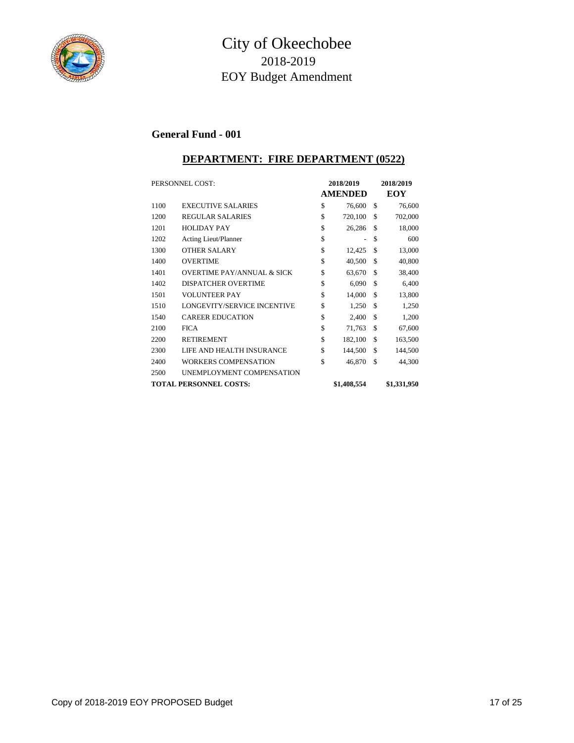# City of Okeechobee
## 2018-2019
## EOY Budget Amendment

### General Fund - 001

### DEPARTMENT: FIRE DEPARTMENT (0522)

| PERSONNEL COST: | | 2018/2019 AMENDED | 2018/2019 EOY |
|---|---|---|---|
| 1100 | EXECUTIVE SALARIES | $ 76,600 | $ 76,600 |
| 1200 | REGULAR SALARIES | $ 720,100 | $ 702,000 |
| 1201 | HOLIDAY PAY | $ 26,286 | $ 18,000 |
| 1202 | Acting Lieut/Planner | $ - | $ 600 |
| 1300 | OTHER SALARY | $ 12,425 | $ 13,000 |
| 1400 | OVERTIME | $ 40,500 | $ 40,800 |
| 1401 | OVERTIME PAY/ANNUAL & SICK | $ 63,670 | $ 38,400 |
| 1402 | DISPATCHER OVERTIME | $ 6,090 | $ 6,400 |
| 1501 | VOLUNTEER PAY | $ 14,000 | $ 13,800 |
| 1510 | LONGEVITY/SERVICE INCENTIVE | $ 1,250 | $ 1,250 |
| 1540 | CAREER EDUCATION | $ 2,400 | $ 1,200 |
| 2100 | FICA | $ 71,763 | $ 67,600 |
| 2200 | RETIREMENT | $ 182,100 | $ 163,500 |
| 2300 | LIFE AND HEALTH INSURANCE | $ 144,500 | $ 144,500 |
| 2400 | WORKERS COMPENSATION | $ 46,870 | $ 44,300 |
| 2500 | UNEMPLOYMENT COMPENSATION | | |
| **TOTAL PERSONNEL COSTS:** | | **$1,408,554** | **$1,331,950** |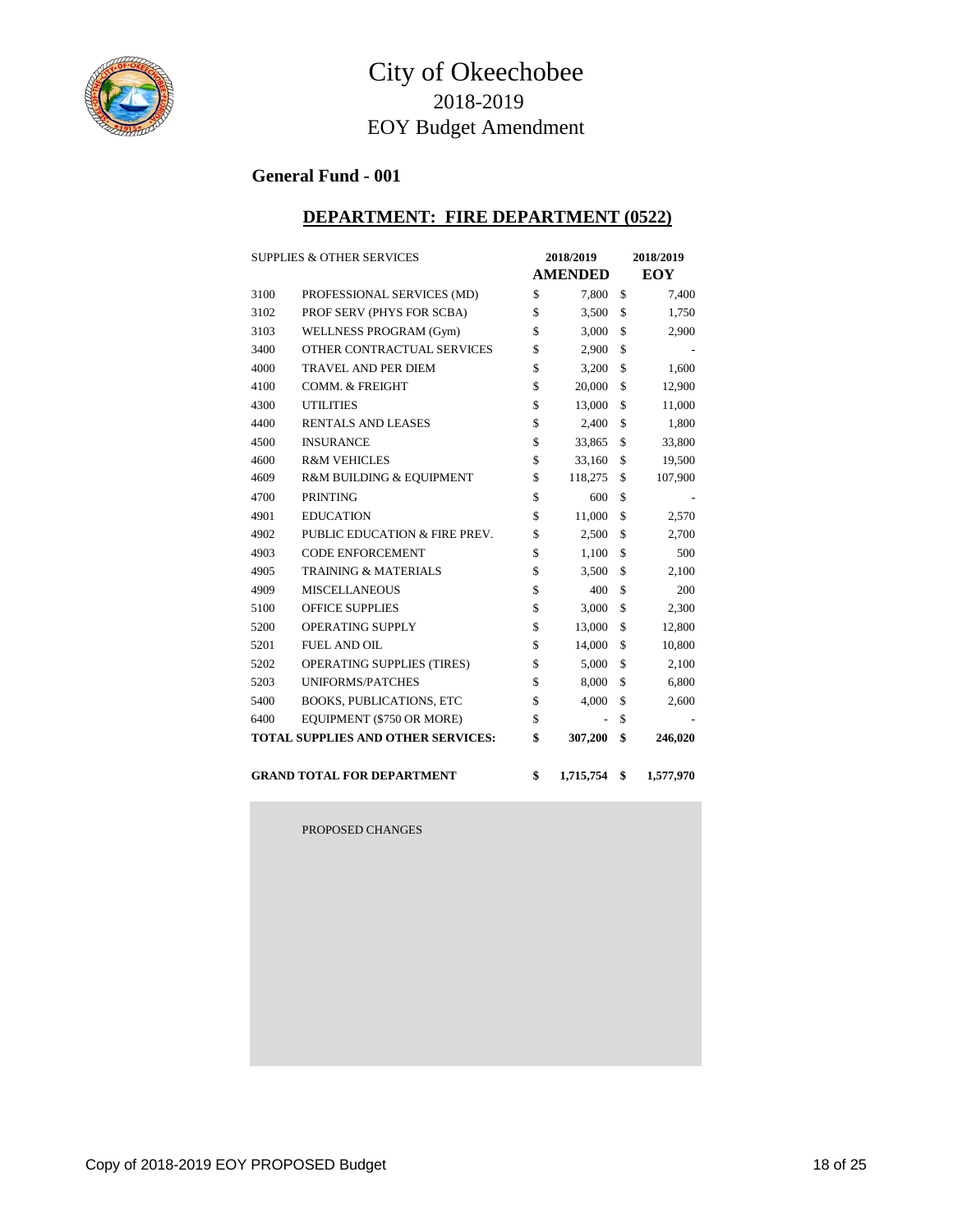# City of Okeechobee
## 2018-2019
## EOY Budget Amendment

### General Fund - 001

### DEPARTMENT: FIRE DEPARTMENT (0522)

| SUPPLIES & OTHER SERVICES | | 2018/2019 AMENDED | 2018/2019 EOY |
|---|---|---|---|
| 3100 | PROFESSIONAL SERVICES (MD) | $ 7,800 | $ 7,400 |
| 3102 | PROF SERV (PHYS FOR SCBA) | $ 3,500 | $ 1,750 |
| 3103 | WELLNESS PROGRAM (Gym) | $ 3,000 | $ 2,900 |
| 3400 | OTHER CONTRACTUAL SERVICES | $ 2,900 | $ - |
| 4000 | TRAVEL AND PER DIEM | $ 3,200 | $ 1,600 |
| 4100 | COMM. & FREIGHT | $ 20,000 | $ 12,900 |
| 4300 | UTILITIES | $ 13,000 | $ 11,000 |
| 4400 | RENTALS AND LEASES | $ 2,400 | $ 1,800 |
| 4500 | INSURANCE | $ 33,865 | $ 33,800 |
| 4600 | R&M VEHICLES | $ 33,160 | $ 19,500 |
| 4609 | R&M BUILDING & EQUIPMENT | $ 118,275 | $ 107,900 |
| 4700 | PRINTING | $ 600 | $ - |
| 4901 | EDUCATION | $ 11,000 | $ 2,570 |
| 4902 | PUBLIC EDUCATION & FIRE PREV. | $ 2,500 | $ 2,700 |
| 4903 | CODE ENFORCEMENT | $ 1,100 | $ 500 |
| 4905 | TRAINING & MATERIALS | $ 3,500 | $ 2,100 |
| 4909 | MISCELLANEOUS | $ 400 | $ 200 |
| 5100 | OFFICE SUPPLIES | $ 3,000 | $ 2,300 |
| 5200 | OPERATING SUPPLY | $ 13,000 | $ 12,800 |
| 5201 | FUEL AND OIL | $ 14,000 | $ 10,800 |
| 5202 | OPERATING SUPPLIES (TIRES) | $ 5,000 | $ 2,100 |
| 5203 | UNIFORMS/PATCHES | $ 8,000 | $ 6,800 |
| 5400 | BOOKS, PUBLICATIONS, ETC | $ 4,000 | $ 2,600 |
| 6400 | EQUIPMENT ($750 OR MORE) | $ - | $ - |
| **TOTAL SUPPLIES AND OTHER SERVICES:** | | **$ 307,200** | **$ 246,020** |
| | | | |
| **GRAND TOTAL FOR DEPARTMENT** | | **$ 1,715,754** | **$ 1,577,970** |

PROPOSED CHANGES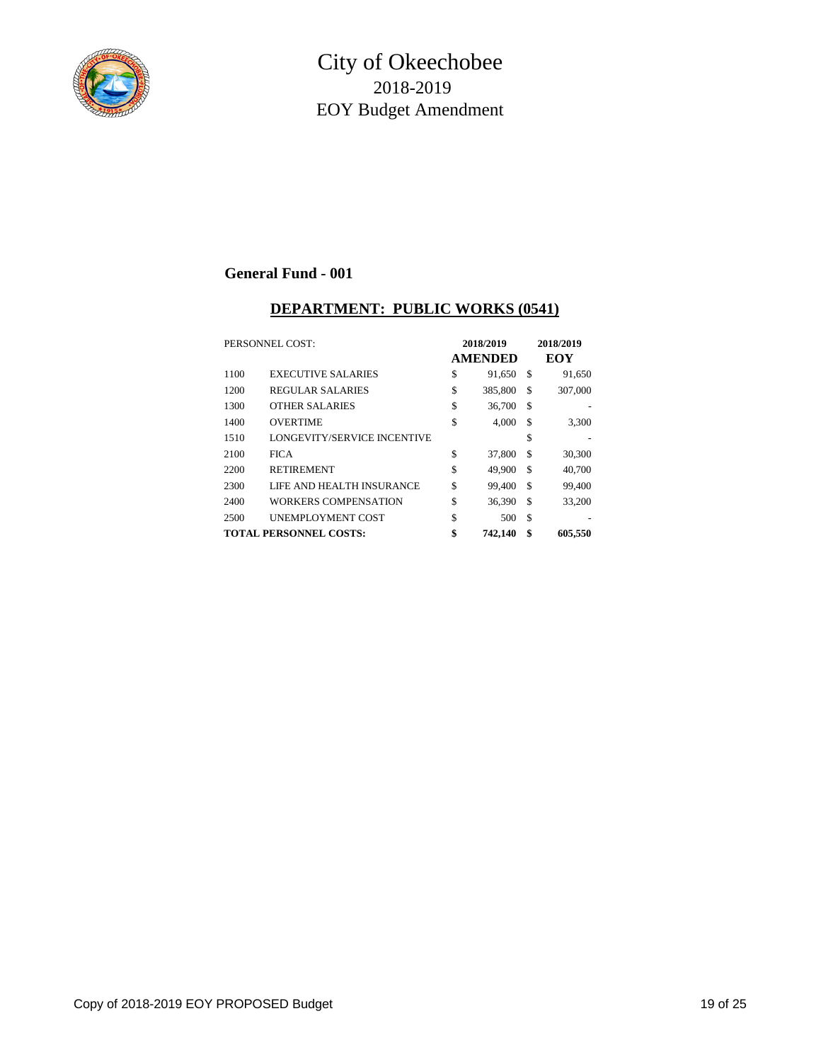# City of Okeechobee
## 2018-2019
## EOY Budget Amendment

### General Fund - 001

### DEPARTMENT: PUBLIC WORKS (0541)

| PERSONNEL COST: | | 2018/2019 AMENDED | 2018/2019 EOY |
|---|---|---|---|
| 1100 | EXECUTIVE SALARIES | $ 91,650 | $ 91,650 |
| 1200 | REGULAR SALARIES | $ 385,800 | $ 307,000 |
| 1300 | OTHER SALARIES | $ 36,700 | $ - |
| 1400 | OVERTIME | $ 4,000 | $ 3,300 |
| 1510 | LONGEVITY/SERVICE INCENTIVE | | $ - |
| 2100 | FICA | $ 37,800 | $ 30,300 |
| 2200 | RETIREMENT | $ 49,900 | $ 40,700 |
| 2300 | LIFE AND HEALTH INSURANCE | $ 99,400 | $ 99,400 |
| 2400 | WORKERS COMPENSATION | $ 36,390 | $ 33,200 |
| 2500 | UNEMPLOYMENT COST | $ 500 | $ - |
| **TOTAL PERSONNEL COSTS:** | | **$ 742,140** | **$ 605,550** |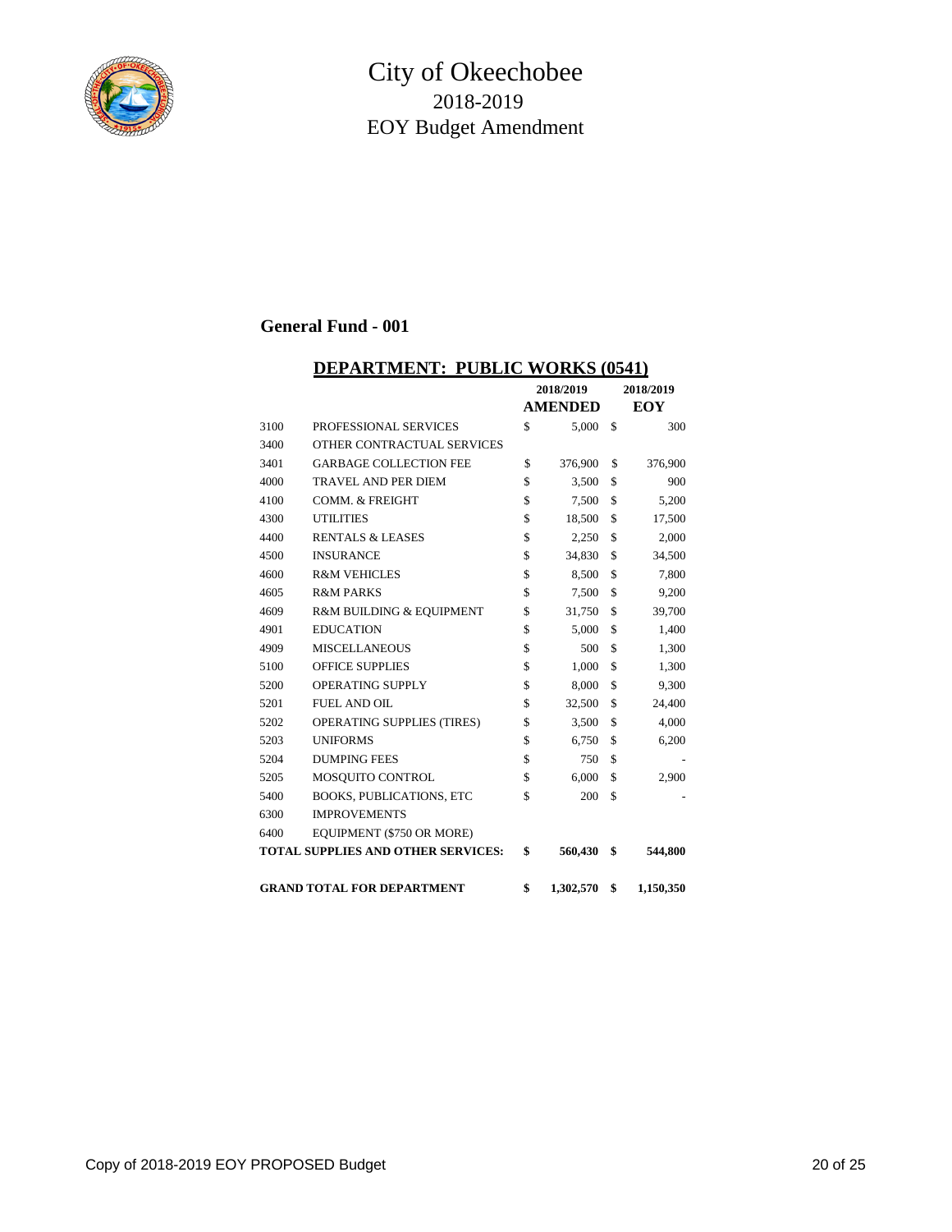# City of Okeechobee

## 2018-2019

## EOY Budget Amendment

### General Fund - 001

#### DEPARTMENT: PUBLIC WORKS (0541)

| | | 2018/2019 AMENDED | 2018/2019 EOY |
|---|---|---|---|
| 3100 | PROFESSIONAL SERVICES | $ 5,000 | $ 300 |
| 3400 | OTHER CONTRACTUAL SERVICES | | |
| 3401 | GARBAGE COLLECTION FEE | $ 376,900 | $ 376,900 |
| 4000 | TRAVEL AND PER DIEM | $ 3,500 | $ 900 |
| 4100 | COMM. & FREIGHT | $ 7,500 | $ 5,200 |
| 4300 | UTILITIES | $ 18,500 | $ 17,500 |
| 4400 | RENTALS & LEASES | $ 2,250 | $ 2,000 |
| 4500 | INSURANCE | $ 34,830 | $ 34,500 |
| 4600 | R&M VEHICLES | $ 8,500 | $ 7,800 |
| 4605 | R&M PARKS | $ 7,500 | $ 9,200 |
| 4609 | R&M BUILDING & EQUIPMENT | $ 31,750 | $ 39,700 |
| 4901 | EDUCATION | $ 5,000 | $ 1,400 |
| 4909 | MISCELLANEOUS | $ 500 | $ 1,300 |
| 5100 | OFFICE SUPPLIES | $ 1,000 | $ 1,300 |
| 5200 | OPERATING SUPPLY | $ 8,000 | $ 9,300 |
| 5201 | FUEL AND OIL | $ 32,500 | $ 24,400 |
| 5202 | OPERATING SUPPLIES (TIRES) | $ 3,500 | $ 4,000 |
| 5203 | UNIFORMS | $ 6,750 | $ 6,200 |
| 5204 | DUMPING FEES | $ 750 | $ - |
| 5205 | MOSQUITO CONTROL | $ 6,000 | $ 2,900 |
| 5400 | BOOKS, PUBLICATIONS, ETC | $ 200 | $ - |
| 6300 | IMPROVEMENTS | | |
| 6400 | EQUIPMENT ($750 OR MORE) | | |
| **TOTAL SUPPLIES AND OTHER SERVICES:** | | **$ 560,430** | **$ 544,800** |
| **GRAND TOTAL FOR DEPARTMENT** | | **$ 1,302,570** | **$ 1,150,350** |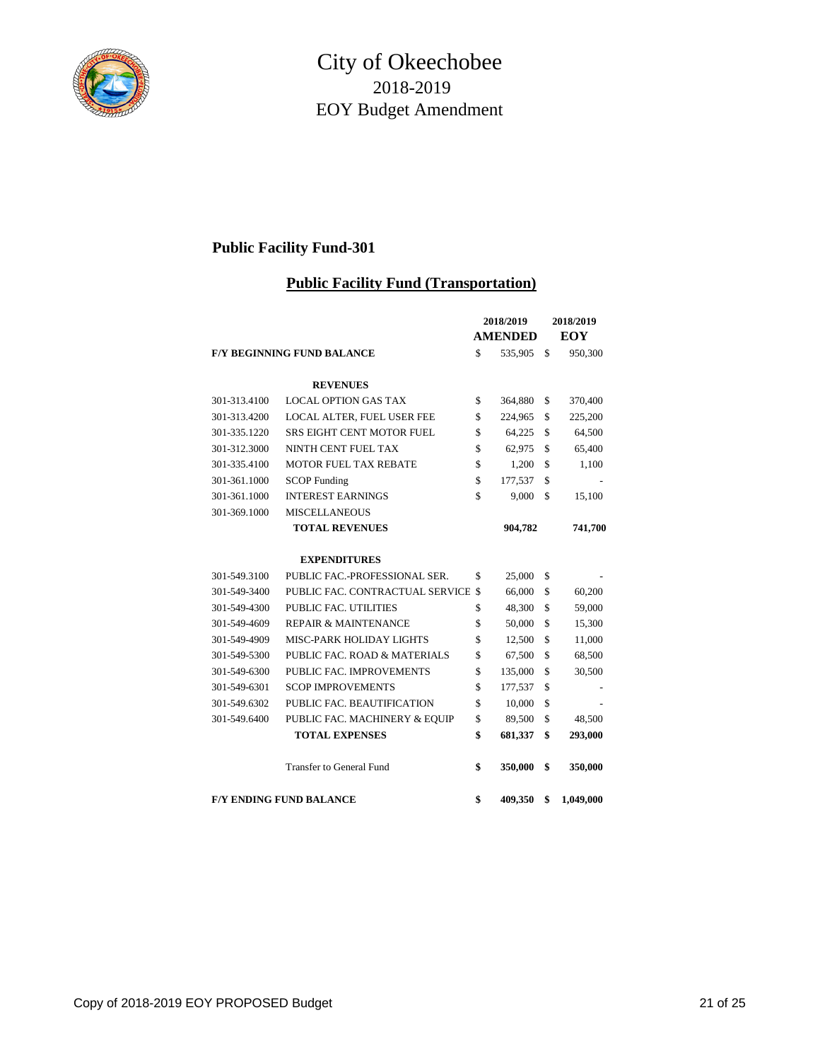# City of Okeechobee

## 2018-2019

## EOY Budget Amendment

### Public Facility Fund-301

### Public Facility Fund (Transportation)

| | | 2018/2019 AMENDED | 2018/2019 EOY |
|---|---|---|---|
| **F/Y BEGINNING FUND BALANCE** | | $ 535,905 | $ 950,300 |
| | **REVENUES** | | |
| 301-313.4100 | LOCAL OPTION GAS TAX | $ 364,880 | $ 370,400 |
| 301-313.4200 | LOCAL ALTER, FUEL USER FEE | $ 224,965 | $ 225,200 |
| 301-335.1220 | SRS EIGHT CENT MOTOR FUEL | $ 64,225 | $ 64,500 |
| 301-312.3000 | NINTH CENT FUEL TAX | $ 62,975 | $ 65,400 |
| 301-335.4100 | MOTOR FUEL TAX REBATE | $ 1,200 | $ 1,100 |
| 301-361.1000 | SCOP Funding | $ 177,537 | $ - |
| 301-361.1000 | INTEREST EARNINGS | $ 9,000 | $ 15,100 |
| 301-369.1000 | MISCELLANEOUS | | |
| | **TOTAL REVENUES** | **904,782** | **741,700** |
| | **EXPENDITURES** | | |
| 301-549.3100 | PUBLIC FAC.-PROFESSIONAL SER. | $ 25,000 | $ - |
| 301-549-3400 | PUBLIC FAC. CONTRACTUAL SERVICE | $ 66,000 | $ 60,200 |
| 301-549-4300 | PUBLIC FAC. UTILITIES | $ 48,300 | $ 59,000 |
| 301-549-4609 | REPAIR & MAINTENANCE | $ 50,000 | $ 15,300 |
| 301-549-4909 | MISC-PARK HOLIDAY LIGHTS | $ 12,500 | $ 11,000 |
| 301-549-5300 | PUBLIC FAC. ROAD & MATERIALS | $ 67,500 | $ 68,500 |
| 301-549-6300 | PUBLIC FAC. IMPROVEMENTS | $ 135,000 | $ 30,500 |
| 301-549-6301 | SCOP IMPROVEMENTS | $ 177,537 | $ - |
| 301-549.6302 | PUBLIC FAC. BEAUTIFICATION | $ 10,000 | $ - |
| 301-549.6400 | PUBLIC FAC. MACHINERY & EQUIP | $ 89,500 | $ 48,500 |
| | **TOTAL EXPENSES** | **$ 681,337** | **$ 293,000** |
| | Transfer to General Fund | **$ 350,000** | **$ 350,000** |
| **F/Y ENDING FUND BALANCE** | | **$ 409,350** | **$ 1,049,000** |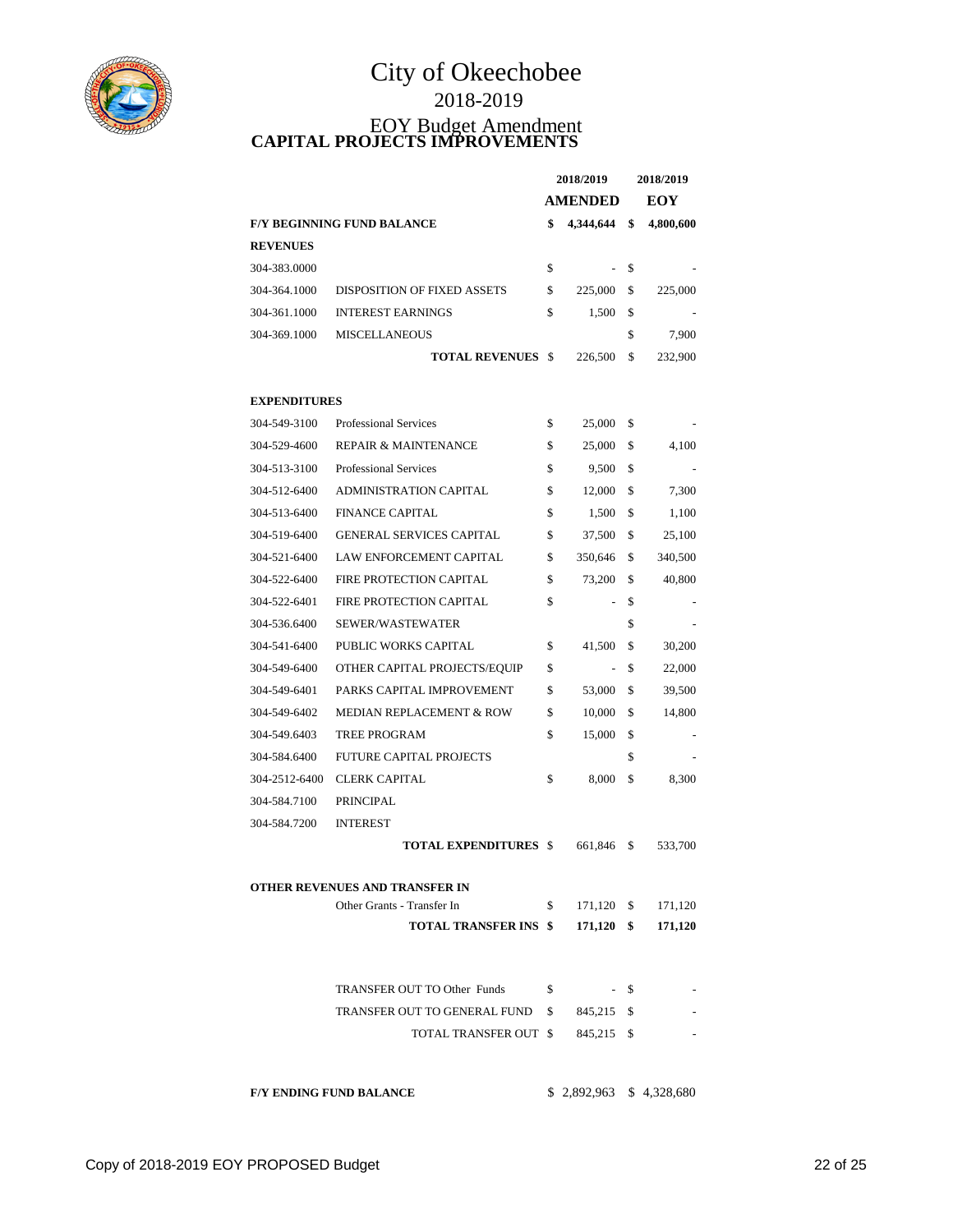# City of Okeechobee

## 2018-2019

## EOY Budget Amendment

## CAPITAL PROJECTS IMPROVEMENTS

| | | 2018/2019 AMENDED | 2018/2019 EOY |
|---|---|---|---|
| **F/Y BEGINNING FUND BALANCE** | | **$ 4,344,644** | **$ 4,800,600** |
| **REVENUES** | | | |
| 304-383.0000 | | $ - | $ - |
| 304-364.1000 | DISPOSITION OF FIXED ASSETS | $ 225,000 | $ 225,000 |
| 304-361.1000 | INTEREST EARNINGS | $ 1,500 | $ - |
| 304-369.1000 | MISCELLANEOUS | | $ 7,900 |
| | **TOTAL REVENUES** | $ 226,500 | $ 232,900 |
| **EXPENDITURES** | | | |
| 304-549-3100 | Professional Services | $ 25,000 | $ - |
| 304-529-4600 | REPAIR & MAINTENANCE | $ 25,000 | $ 4,100 |
| 304-513-3100 | Professional Services | $ 9,500 | $ - |
| 304-512-6400 | ADMINISTRATION CAPITAL | $ 12,000 | $ 7,300 |
| 304-513-6400 | FINANCE CAPITAL | $ 1,500 | $ 1,100 |
| 304-519-6400 | GENERAL SERVICES CAPITAL | $ 37,500 | $ 25,100 |
| 304-521-6400 | LAW ENFORCEMENT CAPITAL | $ 350,646 | $ 340,500 |
| 304-522-6400 | FIRE PROTECTION CAPITAL | $ 73,200 | $ 40,800 |
| 304-522-6401 | FIRE PROTECTION CAPITAL | $ - | $ - |
| 304-536.6400 | SEWER/WASTEWATER | | $ - |
| 304-541-6400 | PUBLIC WORKS CAPITAL | $ 41,500 | $ 30,200 |
| 304-549-6400 | OTHER CAPITAL PROJECTS/EQUIP | $ - | $ 22,000 |
| 304-549-6401 | PARKS CAPITAL IMPROVEMENT | $ 53,000 | $ 39,500 |
| 304-549-6402 | MEDIAN REPLACEMENT & ROW | $ 10,000 | $ 14,800 |
| 304-549.6403 | TREE PROGRAM | $ 15,000 | $ - |
| 304-584.6400 | FUTURE CAPITAL PROJECTS | | $ - |
| 304-2512-6400 | CLERK CAPITAL | $ 8,000 | $ 8,300 |
| 304-584.7100 | PRINCIPAL | | |
| 304-584.7200 | INTEREST | | |
| | **TOTAL EXPENDITURES** | $ 661,846 | $ 533,700 |
| **OTHER REVENUES AND TRANSFER IN** | | | |
| | Other Grants - Transfer In | $ 171,120 | $ 171,120 |
| | **TOTAL TRANSFER INS** | **$ 171,120** | **$ 171,120** |
| | TRANSFER OUT TO Other Funds | $ - | $ - |
| | TRANSFER OUT TO GENERAL FUND | $ 845,215 | $ - |
| | TOTAL TRANSFER OUT | $ 845,215 | $ - |
| **F/Y ENDING FUND BALANCE** | | $ 2,892,963 | $ 4,328,680 |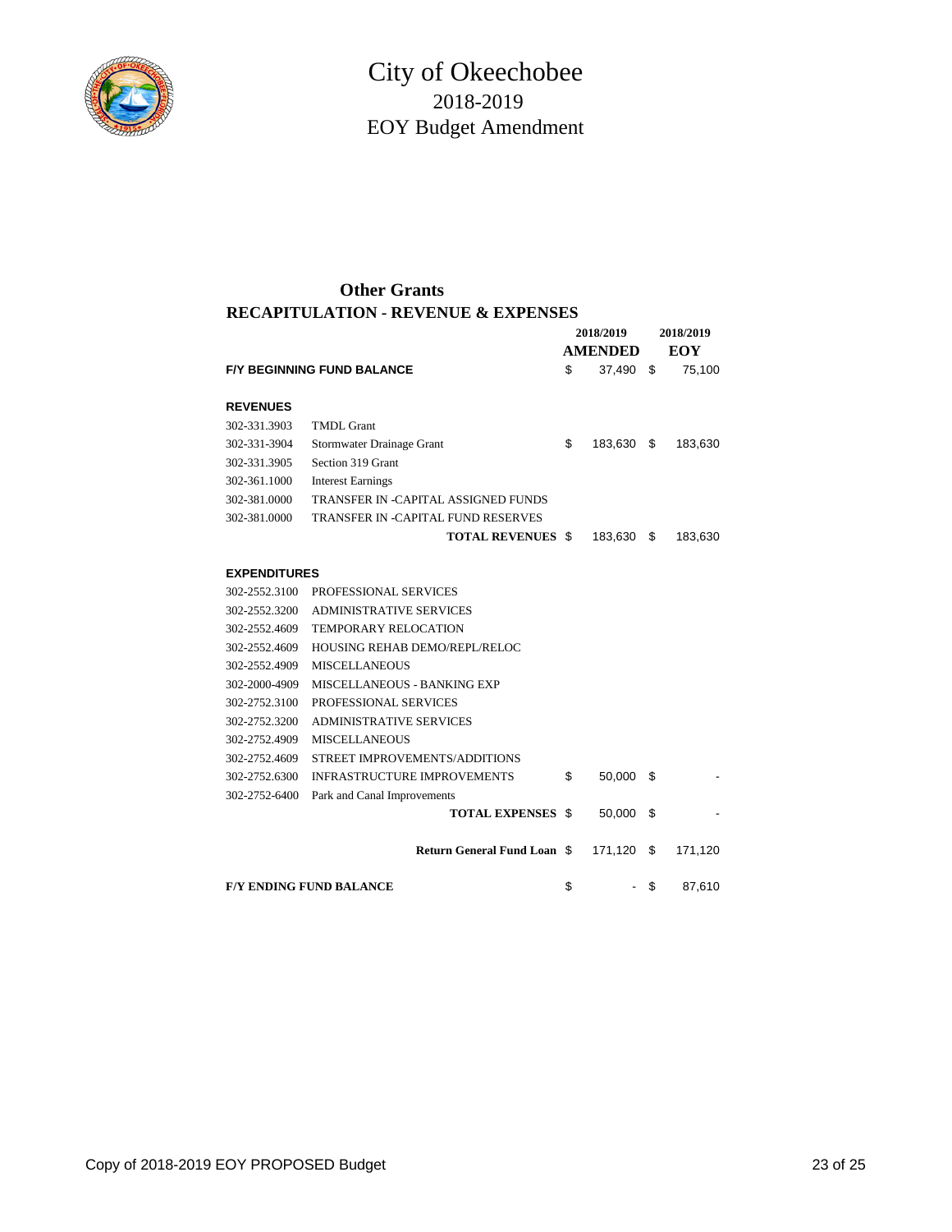# City of Okeechobee
## 2018-2019
## EOY Budget Amendment

### Other Grants
### RECAPITULATION - REVENUE & EXPENSES

| | | 2018/2019 AMENDED | 2018/2019 EOY |
|---|---|---|---|
| **F/Y BEGINNING FUND BALANCE** | | $ 37,490 | $ 75,100 |
| | | | |
| **REVENUES** | | | |
| 302-331.3903 | TMDL Grant | | |
| 302-331-3904 | Stormwater Drainage Grant | $ 183,630 | $ 183,630 |
| 302-331.3905 | Section 319 Grant | | |
| 302-361.1000 | Interest Earnings | | |
| 302-381.0000 | TRANSFER IN -CAPITAL ASSIGNED FUNDS | | |
| 302-381.0000 | TRANSFER IN -CAPITAL FUND RESERVES | | |
| | **TOTAL REVENUES** | $ 183,630 | $ 183,630 |
| | | | |
| **EXPENDITURES** | | | |
| 302-2552.3100 | PROFESSIONAL SERVICES | | |
| 302-2552.3200 | ADMINISTRATIVE SERVICES | | |
| 302-2552.4609 | TEMPORARY RELOCATION | | |
| 302-2552.4609 | HOUSING REHAB DEMO/REPL/RELOC | | |
| 302-2552.4909 | MISCELLANEOUS | | |
| 302-2000-4909 | MISCELLANEOUS - BANKING EXP | | |
| 302-2752.3100 | PROFESSIONAL SERVICES | | |
| 302-2752.3200 | ADMINISTRATIVE SERVICES | | |
| 302-2752.4909 | MISCELLANEOUS | | |
| 302-2752.4609 | STREET IMPROVEMENTS/ADDITIONS | | |
| 302-2752.6300 | INFRASTRUCTURE IMPROVEMENTS | $ 50,000 | $ - |
| 302-2752-6400 | Park and Canal Improvements | | |
| | **TOTAL EXPENSES** | $ 50,000 | $ - |
| | | | |
| | **Return General Fund Loan** | $ 171,120 | $ 171,120 |
| | | | |
| **F/Y ENDING FUND BALANCE** | | $ - | $ 87,610 |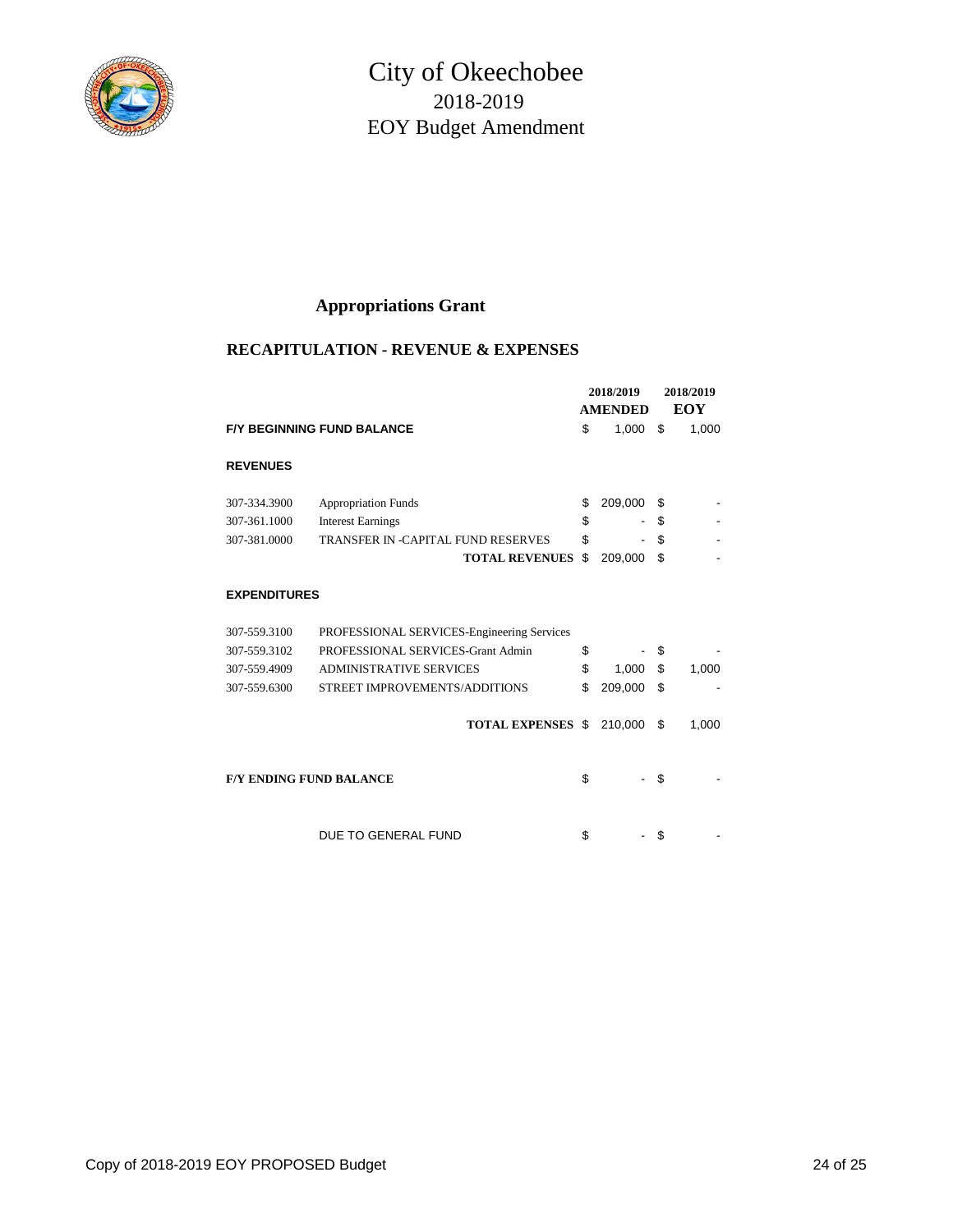# City of Okeechobee
## 2018-2019
## EOY Budget Amendment

### Appropriations Grant

### RECAPITULATION - REVENUE & EXPENSES

| | | 2018/2019 AMENDED | 2018/2019 EOY |
|---|---|---|---|
| **F/Y BEGINNING FUND BALANCE** | | $ 1,000 | $ 1,000 |
| **REVENUES** | | | |
| 307-334.3900 | Appropriation Funds | $ 209,000 | $ - |
| 307-361.1000 | Interest Earnings | $ - | $ - |
| 307-381.0000 | TRANSFER IN -CAPITAL FUND RESERVES | $ - | $ - |
| | **TOTAL REVENUES** | $ 209,000 | $ - |
| **EXPENDITURES** | | | |
| 307-559.3100 | PROFESSIONAL SERVICES-Engineering Services | | |
| 307-559.3102 | PROFESSIONAL SERVICES-Grant Admin | $ - | $ - |
| 307-559.4909 | ADMINISTRATIVE SERVICES | $ 1,000 | $ 1,000 |
| 307-559.6300 | STREET IMPROVEMENTS/ADDITIONS | $ 209,000 | $ - |
| | **TOTAL EXPENSES** | $ 210,000 | $ 1,000 |
| **F/Y ENDING FUND BALANCE** | | $ - | $ - |
| | DUE TO GENERAL FUND | $ - | $ - |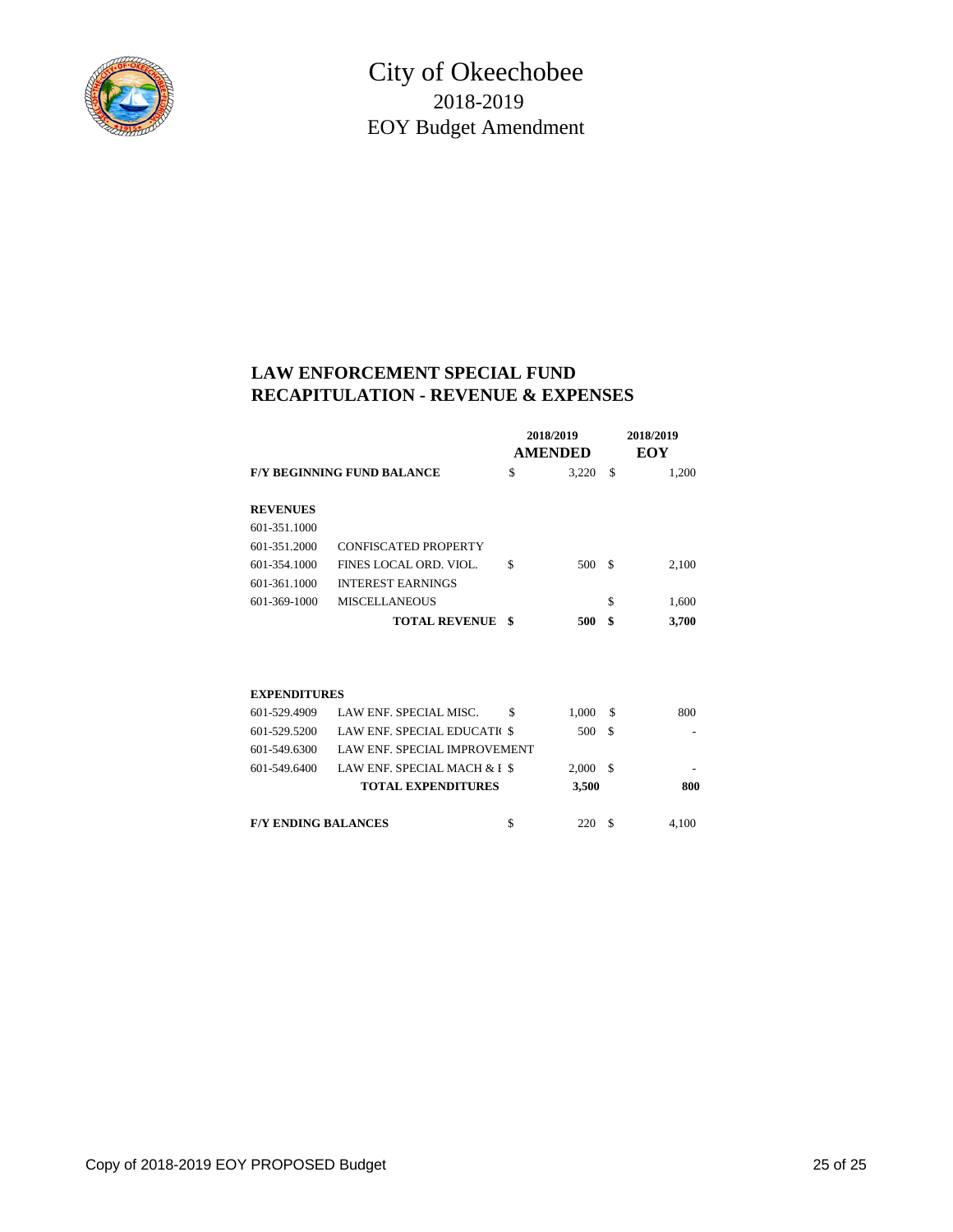# City of Okeechobee
## 2018-2019
## EOY Budget Amendment

### LAW ENFORCEMENT SPECIAL FUND
### RECAPITULATION - REVENUE & EXPENSES

| | | 2018/2019 AMENDED | 2018/2019 EOY |
|---|---|---|---|
| **F/Y BEGINNING FUND BALANCE** | | $ 3,220 | $ 1,200 |
| | | | |
| **REVENUES** | | | |
| 601-351.1000 | | | |
| 601-351.2000 | CONFISCATED PROPERTY | | |
| 601-354.1000 | FINES LOCAL ORD. VIOL. | $ 500 | $ 2,100 |
| 601-361.1000 | INTEREST EARNINGS | | |
| 601-369-1000 | MISCELLANEOUS | | $ 1,600 |
| | **TOTAL REVENUE** | **$ 500** | **$ 3,700** |
| | | | |
| **EXPENDITURES** | | | |
| 601-529.4909 | LAW ENF. SPECIAL MISC. | $ 1,000 | $ 800 |
| 601-529.5200 | LAW ENF. SPECIAL EDUCATI( | $ 500 | $ - |
| 601-549.6300 | LAW ENF. SPECIAL IMPROVEMENT | | |
| 601-549.6400 | LAW ENF. SPECIAL MACH & I | $ 2,000 | $ - |
| | **TOTAL EXPENDITURES** | **3,500** | **800** |
| | | | |
| **F/Y ENDING BALANCES** | | $ 220 | $ 4,100 |